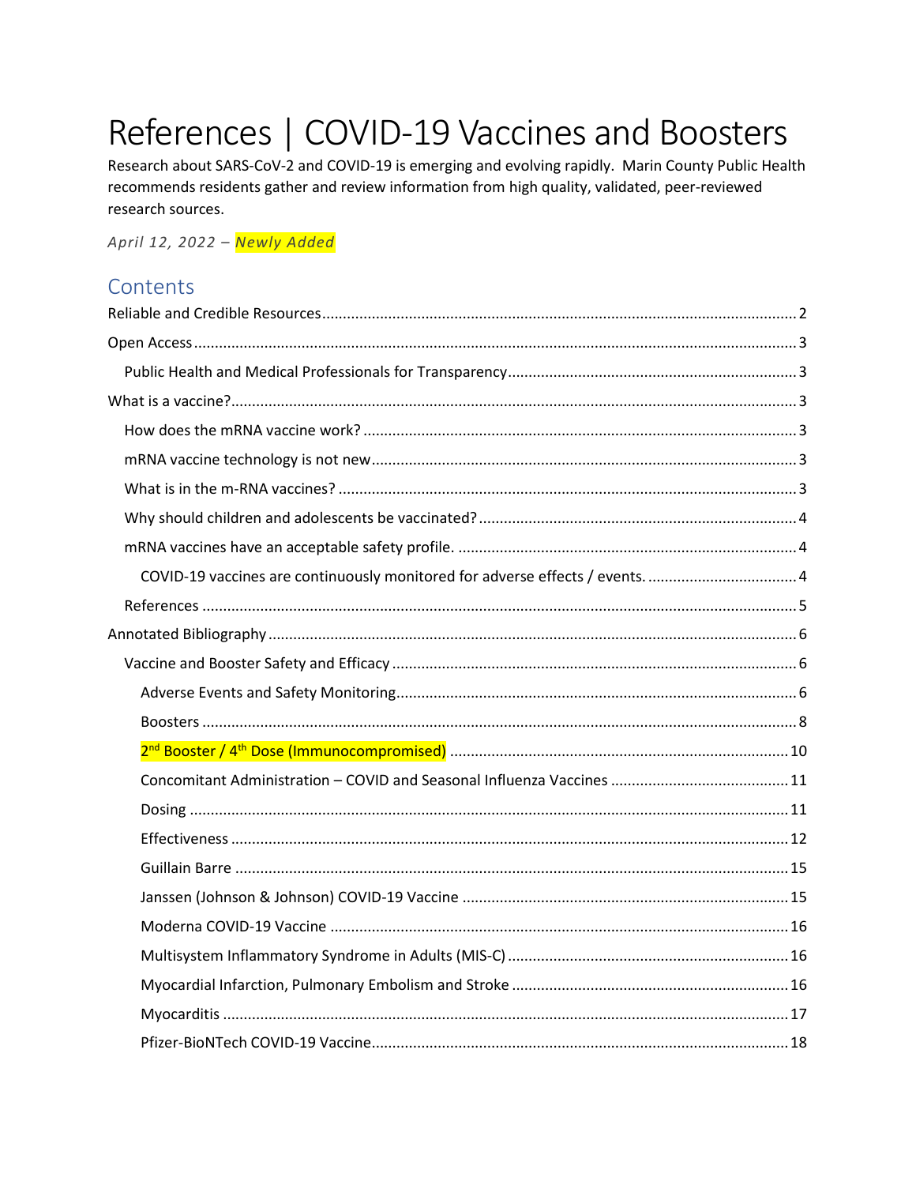# References | COVID-19 Vaccines and Boosters

Research about SARS-CoV-2 and COVID-19 is emerging and evolving rapidly. Marin County Public Health recommends residents gather and review information from high quality, validated, peer-reviewed research sources.

*April 12, 2022 – Newly Added*

## Contents

- Reliable and Credible Resources .......... 2
- Open Access .......... 3
  - Public Health and Medical Professionals for Transparency .......... 3
- What is a vaccine? .......... 3
  - How does the mRNA vaccine work? .......... 3
  - mRNA vaccine technology is not new .......... 3
  - What is in the m-RNA vaccines? .......... 3
  - Why should children and adolescents be vaccinated? .......... 4
  - mRNA vaccines have an acceptable safety profile. .......... 4
    - COVID-19 vaccines are continuously monitored for adverse effects / events. .......... 4
  - References .......... 5
- Annotated Bibliography .......... 6
  - Vaccine and Booster Safety and Efficacy .......... 6
    - Adverse Events and Safety Monitoring .......... 6
    - Boosters .......... 8
    - 2nd Booster / 4th Dose (Immunocompromised) .......... 10
    - Concomitant Administration – COVID and Seasonal Influenza Vaccines .......... 11
    - Dosing .......... 11
    - Effectiveness .......... 12
    - Guillain Barre .......... 15
    - Janssen (Johnson & Johnson) COVID-19 Vaccine .......... 15
    - Moderna COVID-19 Vaccine .......... 16
    - Multisystem Inflammatory Syndrome in Adults (MIS-C) .......... 16
    - Myocardial Infarction, Pulmonary Embolism and Stroke .......... 16
    - Myocarditis .......... 17
    - Pfizer-BioNTech COVID-19 Vaccine .......... 18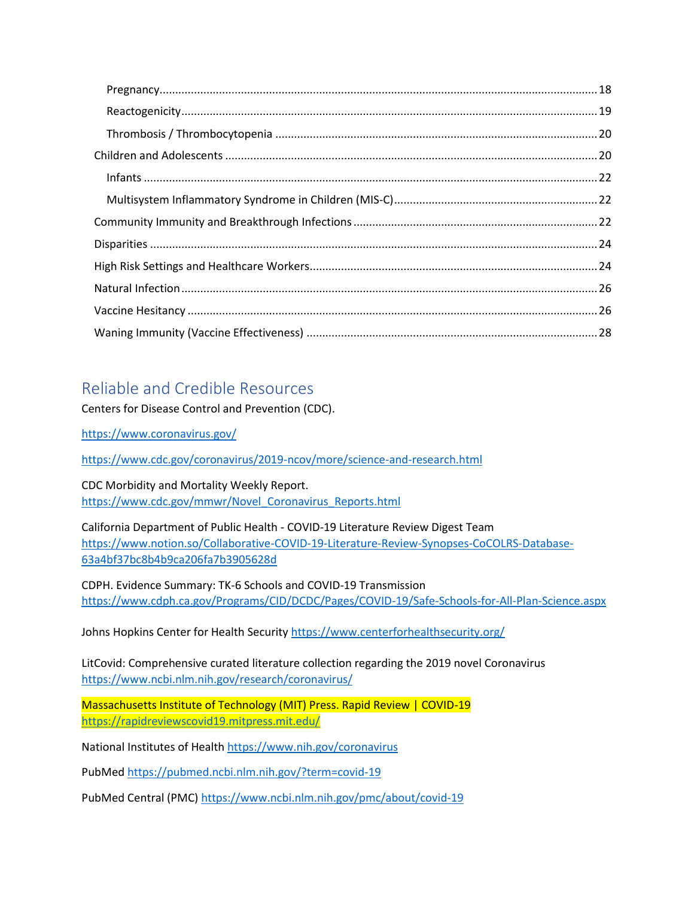- Pregnancy ........ 18
- Reactogenicity ........ 19
- Thrombosis / Thrombocytopenia ........ 20

Children and Adolescents ........ 20

- Infants ........ 22
- Multisystem Inflammatory Syndrome in Children (MIS-C) ........ 22

Community Immunity and Breakthrough Infections ........ 22

Disparities ........ 24

High Risk Settings and Healthcare Workers ........ 24

Natural Infection ........ 26

Vaccine Hesitancy ........ 26

Waning Immunity (Vaccine Effectiveness) ........ 28

## Reliable and Credible Resources

Centers for Disease Control and Prevention (CDC).

https://www.coronavirus.gov/

https://www.cdc.gov/coronavirus/2019-ncov/more/science-and-research.html

CDC Morbidity and Mortality Weekly Report.
https://www.cdc.gov/mmwr/Novel_Coronavirus_Reports.html

California Department of Public Health - COVID-19 Literature Review Digest Team
https://www.notion.so/Collaborative-COVID-19-Literature-Review-Synopses-CoCOLRS-Database-63a4bf37bc8b4b9ca206fa7b3905628d

CDPH. Evidence Summary: TK-6 Schools and COVID-19 Transmission
https://www.cdph.ca.gov/Programs/CID/DCDC/Pages/COVID-19/Safe-Schools-for-All-Plan-Science.aspx

Johns Hopkins Center for Health Security https://www.centerforhealthsecurity.org/

LitCovid: Comprehensive curated literature collection regarding the 2019 novel Coronavirus
https://www.ncbi.nlm.nih.gov/research/coronavirus/

Massachusetts Institute of Technology (MIT) Press. Rapid Review | COVID-19
https://rapidreviewscovid19.mitpress.mit.edu/

National Institutes of Health https://www.nih.gov/coronavirus

PubMed https://pubmed.ncbi.nlm.nih.gov/?term=covid-19

PubMed Central (PMC) https://www.ncbi.nlm.nih.gov/pmc/about/covid-19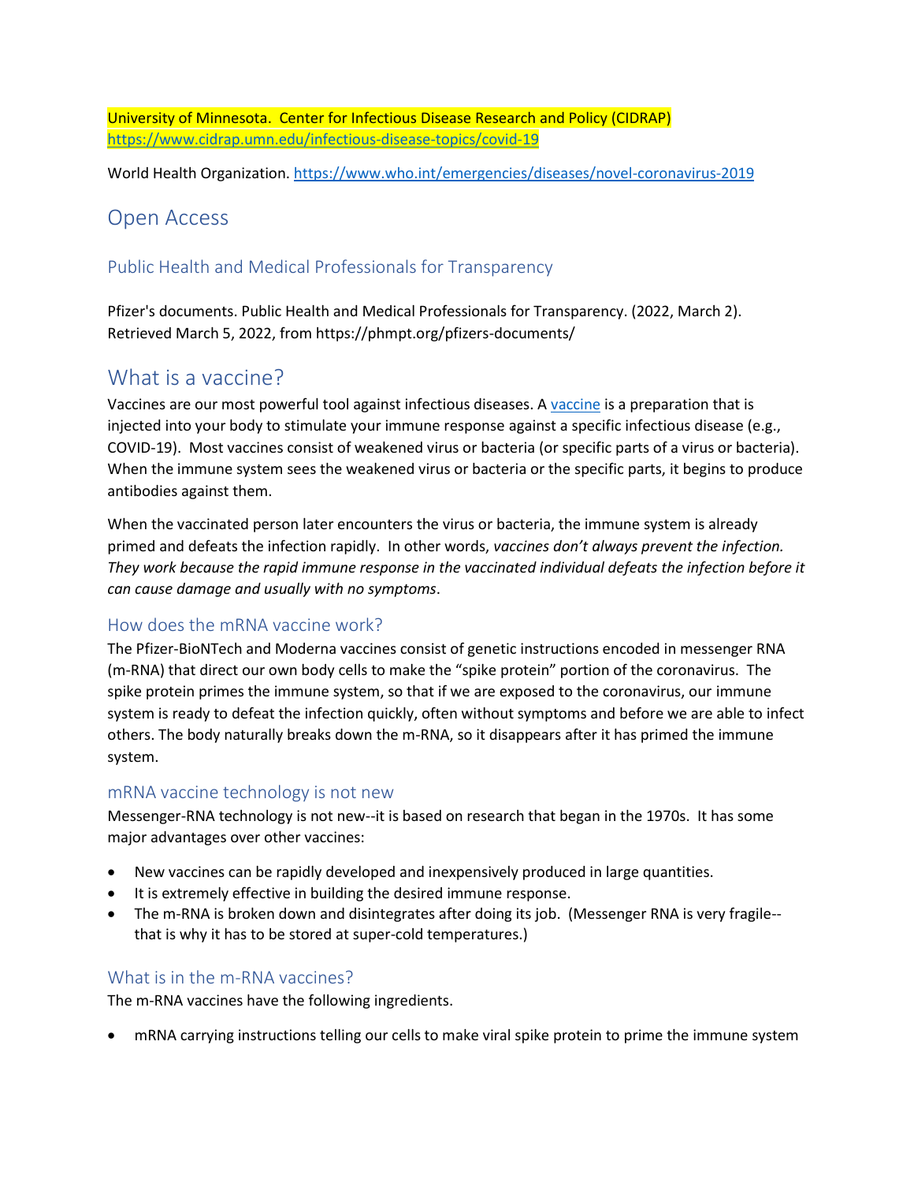University of Minnesota. Center for Infectious Disease Research and Policy (CIDRAP) https://www.cidrap.umn.edu/infectious-disease-topics/covid-19

World Health Organization. https://www.who.int/emergencies/diseases/novel-coronavirus-2019

## Open Access

### Public Health and Medical Professionals for Transparency

Pfizer's documents. Public Health and Medical Professionals for Transparency. (2022, March 2). Retrieved March 5, 2022, from https://phmpt.org/pfizers-documents/

## What is a vaccine?

Vaccines are our most powerful tool against infectious diseases. A vaccine is a preparation that is injected into your body to stimulate your immune response against a specific infectious disease (e.g., COVID-19). Most vaccines consist of weakened virus or bacteria (or specific parts of a virus or bacteria). When the immune system sees the weakened virus or bacteria or the specific parts, it begins to produce antibodies against them.

When the vaccinated person later encounters the virus or bacteria, the immune system is already primed and defeats the infection rapidly. In other words, *vaccines don't always prevent the infection. They work because the rapid immune response in the vaccinated individual defeats the infection before it can cause damage and usually with no symptoms*.

### How does the mRNA vaccine work?

The Pfizer-BioNTech and Moderna vaccines consist of genetic instructions encoded in messenger RNA (m-RNA) that direct our own body cells to make the "spike protein" portion of the coronavirus. The spike protein primes the immune system, so that if we are exposed to the coronavirus, our immune system is ready to defeat the infection quickly, often without symptoms and before we are able to infect others. The body naturally breaks down the m-RNA, so it disappears after it has primed the immune system.

### mRNA vaccine technology is not new

Messenger-RNA technology is not new--it is based on research that began in the 1970s. It has some major advantages over other vaccines:

- New vaccines can be rapidly developed and inexpensively produced in large quantities.
- It is extremely effective in building the desired immune response.
- The m-RNA is broken down and disintegrates after doing its job. (Messenger RNA is very fragile--that is why it has to be stored at super-cold temperatures.)

### What is in the m-RNA vaccines?

The m-RNA vaccines have the following ingredients.

- mRNA carrying instructions telling our cells to make viral spike protein to prime the immune system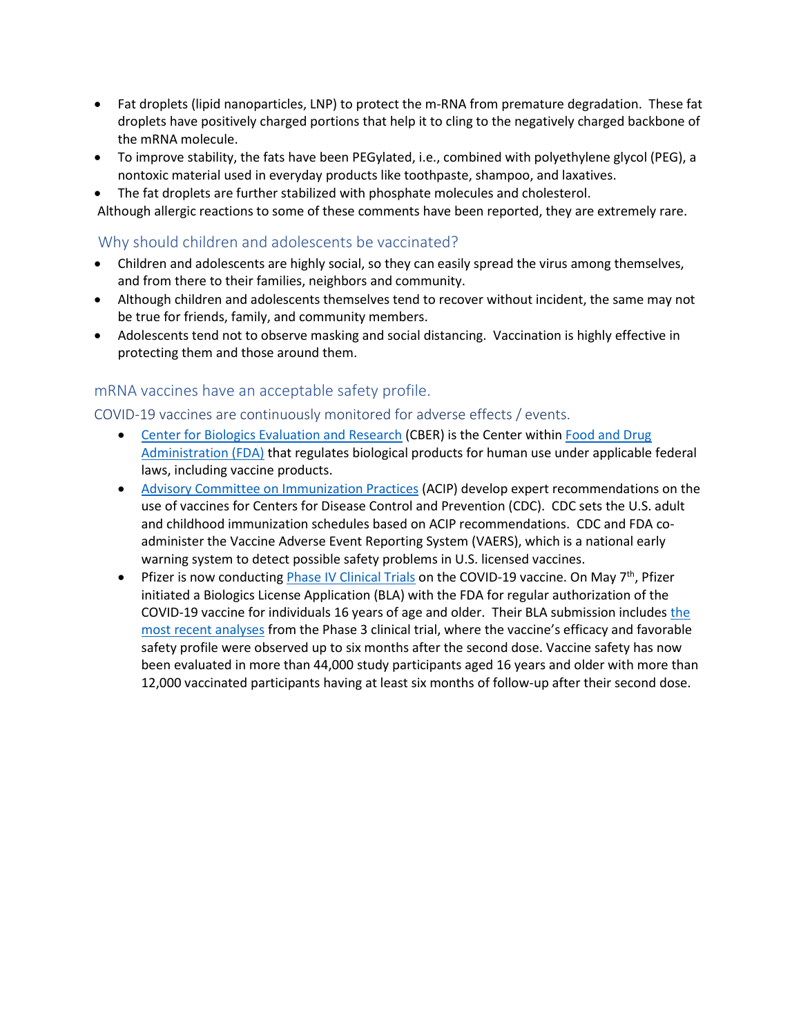- Fat droplets (lipid nanoparticles, LNP) to protect the m-RNA from premature degradation. These fat droplets have positively charged portions that help it to cling to the negatively charged backbone of the mRNA molecule.
- To improve stability, the fats have been PEGylated, i.e., combined with polyethylene glycol (PEG), a nontoxic material used in everyday products like toothpaste, shampoo, and laxatives.
- The fat droplets are further stabilized with phosphate molecules and cholesterol.

Although allergic reactions to some of these comments have been reported, they are extremely rare.

## Why should children and adolescents be vaccinated?

- Children and adolescents are highly social, so they can easily spread the virus among themselves, and from there to their families, neighbors and community.
- Although children and adolescents themselves tend to recover without incident, the same may not be true for friends, family, and community members.
- Adolescents tend not to observe masking and social distancing. Vaccination is highly effective in protecting them and those around them.

## mRNA vaccines have an acceptable safety profile.

### COVID-19 vaccines are continuously monitored for adverse effects / events.

- Center for Biologics Evaluation and Research (CBER) is the Center within Food and Drug Administration (FDA) that regulates biological products for human use under applicable federal laws, including vaccine products.
- Advisory Committee on Immunization Practices (ACIP) develop expert recommendations on the use of vaccines for Centers for Disease Control and Prevention (CDC). CDC sets the U.S. adult and childhood immunization schedules based on ACIP recommendations. CDC and FDA co-administer the Vaccine Adverse Event Reporting System (VAERS), which is a national early warning system to detect possible safety problems in U.S. licensed vaccines.
- Pfizer is now conducting Phase IV Clinical Trials on the COVID-19 vaccine. On May 7th, Pfizer initiated a Biologics License Application (BLA) with the FDA for regular authorization of the COVID-19 vaccine for individuals 16 years of age and older. Their BLA submission includes the most recent analyses from the Phase 3 clinical trial, where the vaccine's efficacy and favorable safety profile were observed up to six months after the second dose. Vaccine safety has now been evaluated in more than 44,000 study participants aged 16 years and older with more than 12,000 vaccinated participants having at least six months of follow-up after their second dose.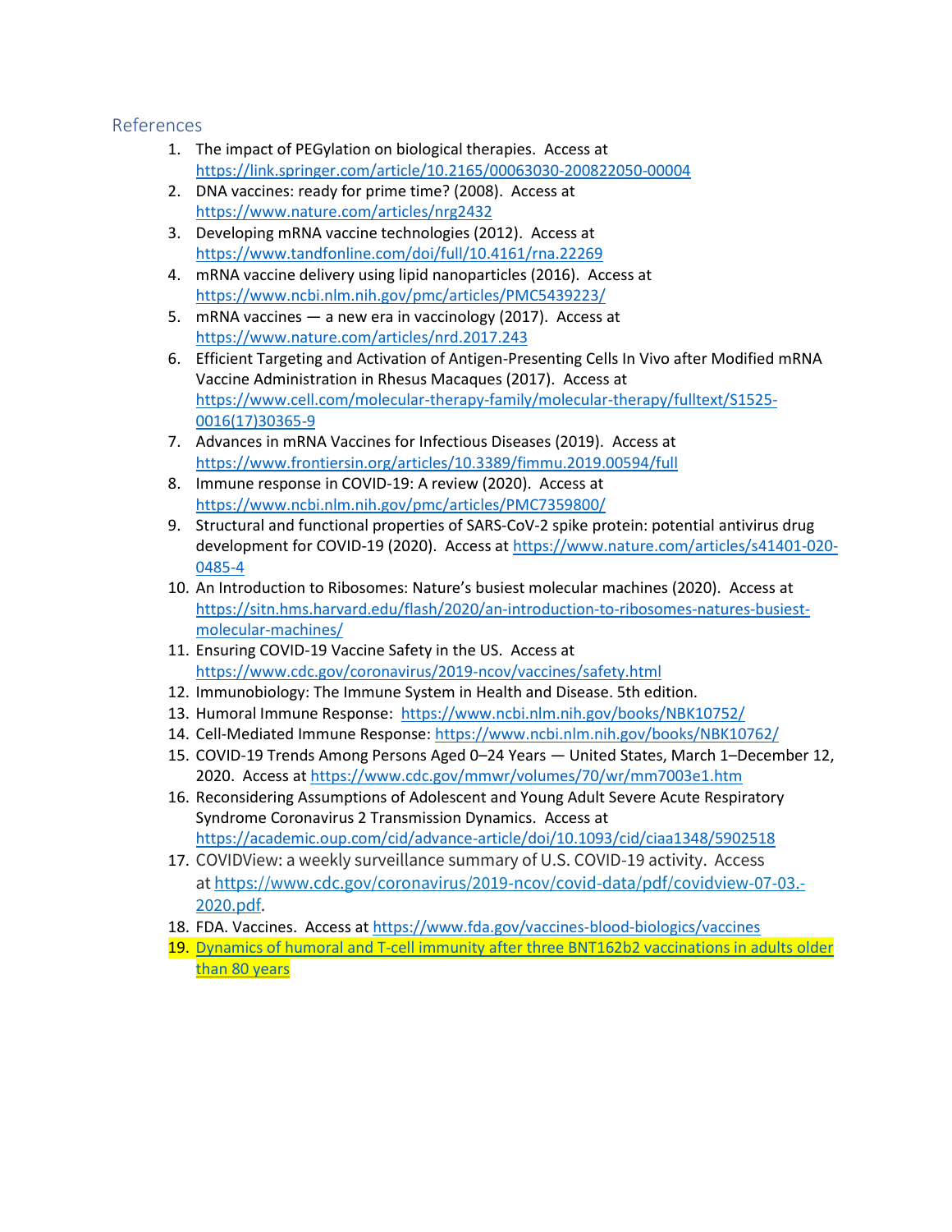## References

1. The impact of PEGylation on biological therapies. Access at https://link.springer.com/article/10.2165/00063030-200822050-00004
2. DNA vaccines: ready for prime time? (2008). Access at https://www.nature.com/articles/nrg2432
3. Developing mRNA vaccine technologies (2012). Access at https://www.tandfonline.com/doi/full/10.4161/rna.22269
4. mRNA vaccine delivery using lipid nanoparticles (2016). Access at https://www.ncbi.nlm.nih.gov/pmc/articles/PMC5439223/
5. mRNA vaccines — a new era in vaccinology (2017). Access at https://www.nature.com/articles/nrd.2017.243
6. Efficient Targeting and Activation of Antigen-Presenting Cells In Vivo after Modified mRNA Vaccine Administration in Rhesus Macaques (2017). Access at https://www.cell.com/molecular-therapy-family/molecular-therapy/fulltext/S1525-0016(17)30365-9
7. Advances in mRNA Vaccines for Infectious Diseases (2019). Access at https://www.frontiersin.org/articles/10.3389/fimmu.2019.00594/full
8. Immune response in COVID-19: A review (2020). Access at https://www.ncbi.nlm.nih.gov/pmc/articles/PMC7359800/
9. Structural and functional properties of SARS-CoV-2 spike protein: potential antivirus drug development for COVID-19 (2020). Access at https://www.nature.com/articles/s41401-020-0485-4
10. An Introduction to Ribosomes: Nature's busiest molecular machines (2020). Access at https://sitn.hms.harvard.edu/flash/2020/an-introduction-to-ribosomes-natures-busiest-molecular-machines/
11. Ensuring COVID-19 Vaccine Safety in the US. Access at https://www.cdc.gov/coronavirus/2019-ncov/vaccines/safety.html
12. Immunobiology: The Immune System in Health and Disease. 5th edition.
13. Humoral Immune Response: https://www.ncbi.nlm.nih.gov/books/NBK10752/
14. Cell-Mediated Immune Response: https://www.ncbi.nlm.nih.gov/books/NBK10762/
15. COVID-19 Trends Among Persons Aged 0–24 Years — United States, March 1–December 12, 2020. Access at https://www.cdc.gov/mmwr/volumes/70/wr/mm7003e1.htm
16. Reconsidering Assumptions of Adolescent and Young Adult Severe Acute Respiratory Syndrome Coronavirus 2 Transmission Dynamics. Access at https://academic.oup.com/cid/advance-article/doi/10.1093/cid/ciaa1348/5902518
17. COVIDView: a weekly surveillance summary of U.S. COVID-19 activity. Access at https://www.cdc.gov/coronavirus/2019-ncov/covid-data/pdf/covidview-07-03.-2020.pdf.
18. FDA. Vaccines. Access at https://www.fda.gov/vaccines-blood-biologics/vaccines
19. Dynamics of humoral and T-cell immunity after three BNT162b2 vaccinations in adults older than 80 years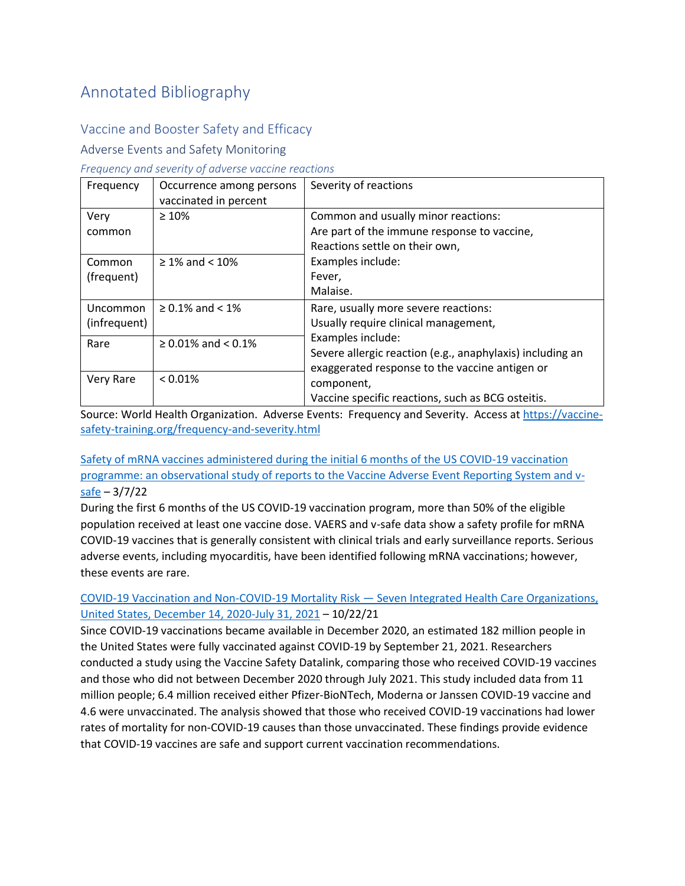# Annotated Bibliography

## Vaccine and Booster Safety and Efficacy

### Adverse Events and Safety Monitoring

*Frequency and severity of adverse vaccine reactions*

| Frequency | Occurrence among persons vaccinated in percent | Severity of reactions |
|---|---|---|
| Very common | ≥ 10% | Common and usually minor reactions:<br>Are part of the immune response to vaccine,<br>Reactions settle on their own,<br>Examples include:<br>Fever,<br>Malaise. |
| Common (frequent) | ≥ 1% and < 10% | |
| Uncommon (infrequent) | ≥ 0.1% and < 1% | Rare, usually more severe reactions:<br>Usually require clinical management,<br>Examples include:<br>Severe allergic reaction (e.g., anaphylaxis) including an exaggerated response to the vaccine antigen or component,<br>Vaccine specific reactions, such as BCG osteitis. |
| Rare | ≥ 0.01% and < 0.1% | |
| Very Rare | < 0.01% | |

Source: World Health Organization. Adverse Events: Frequency and Severity. Access at [https://vaccine-safety-training.org/frequency-and-severity.html](https://vaccine-safety-training.org/frequency-and-severity.html)

[Safety of mRNA vaccines administered during the initial 6 months of the US COVID-19 vaccination programme: an observational study of reports to the Vaccine Adverse Event Reporting System and v-safe]() – 3/7/22

During the first 6 months of the US COVID-19 vaccination program, more than 50% of the eligible population received at least one vaccine dose. VAERS and v-safe data show a safety profile for mRNA COVID-19 vaccines that is generally consistent with clinical trials and early surveillance reports. Serious adverse events, including myocarditis, have been identified following mRNA vaccinations; however, these events are rare.

[COVID-19 Vaccination and Non-COVID-19 Mortality Risk — Seven Integrated Health Care Organizations, United States, December 14, 2020-July 31, 2021]() – 10/22/21

Since COVID-19 vaccinations became available in December 2020, an estimated 182 million people in the United States were fully vaccinated against COVID-19 by September 21, 2021. Researchers conducted a study using the Vaccine Safety Datalink, comparing those who received COVID-19 vaccines and those who did not between December 2020 through July 2021. This study included data from 11 million people; 6.4 million received either Pfizer-BioNTech, Moderna or Janssen COVID-19 vaccine and 4.6 were unvaccinated. The analysis showed that those who received COVID-19 vaccinations had lower rates of mortality for non-COVID-19 causes than those unvaccinated. These findings provide evidence that COVID-19 vaccines are safe and support current vaccination recommendations.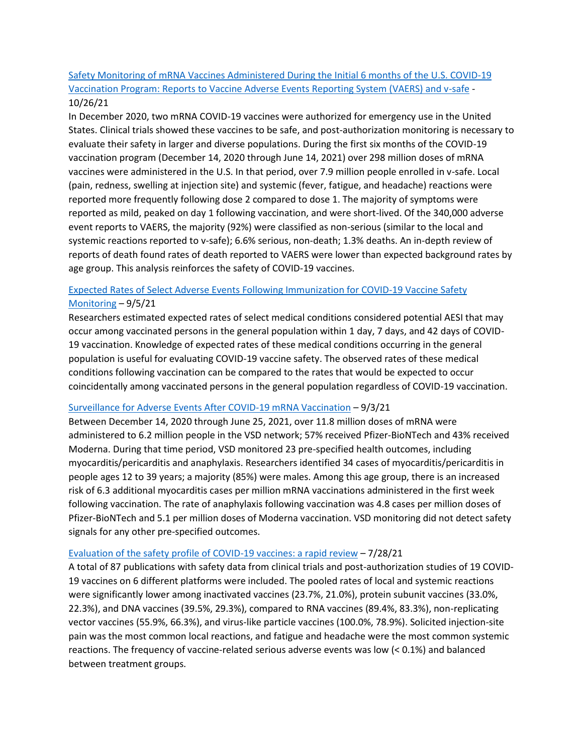[Safety Monitoring of mRNA Vaccines Administered During the Initial 6 months of the U.S. COVID-19 Vaccination Program: Reports to Vaccine Adverse Events Reporting System (VAERS) and v-safe](#) - 10/26/21

In December 2020, two mRNA COVID-19 vaccines were authorized for emergency use in the United States. Clinical trials showed these vaccines to be safe, and post-authorization monitoring is necessary to evaluate their safety in larger and diverse populations. During the first six months of the COVID-19 vaccination program (December 14, 2020 through June 14, 2021) over 298 million doses of mRNA vaccines were administered in the U.S. In that period, over 7.9 million people enrolled in v-safe. Local (pain, redness, swelling at injection site) and systemic (fever, fatigue, and headache) reactions were reported more frequently following dose 2 compared to dose 1. The majority of symptoms were reported as mild, peaked on day 1 following vaccination, and were short-lived. Of the 340,000 adverse event reports to VAERS, the majority (92%) were classified as non-serious (similar to the local and systemic reactions reported to v-safe); 6.6% serious, non-death; 1.3% deaths. An in-depth review of reports of death found rates of death reported to VAERS were lower than expected background rates by age group. This analysis reinforces the safety of COVID-19 vaccines.

[Expected Rates of Select Adverse Events Following Immunization for COVID-19 Vaccine Safety Monitoring](#) – 9/5/21

Researchers estimated expected rates of select medical conditions considered potential AESI that may occur among vaccinated persons in the general population within 1 day, 7 days, and 42 days of COVID-19 vaccination. Knowledge of expected rates of these medical conditions occurring in the general population is useful for evaluating COVID-19 vaccine safety. The observed rates of these medical conditions following vaccination can be compared to the rates that would be expected to occur coincidentally among vaccinated persons in the general population regardless of COVID-19 vaccination.

[Surveillance for Adverse Events After COVID-19 mRNA Vaccination](#) – 9/3/21

Between December 14, 2020 through June 25, 2021, over 11.8 million doses of mRNA were administered to 6.2 million people in the VSD network; 57% received Pfizer-BioNTech and 43% received Moderna. During that time period, VSD monitored 23 pre-specified health outcomes, including myocarditis/pericarditis and anaphylaxis. Researchers identified 34 cases of myocarditis/pericarditis in people ages 12 to 39 years; a majority (85%) were males. Among this age group, there is an increased risk of 6.3 additional myocarditis cases per million mRNA vaccinations administered in the first week following vaccination. The rate of anaphylaxis following vaccination was 4.8 cases per million doses of Pfizer-BioNTech and 5.1 per million doses of Moderna vaccination. VSD monitoring did not detect safety signals for any other pre-specified outcomes.

[Evaluation of the safety profile of COVID-19 vaccines: a rapid review](#) – 7/28/21

A total of 87 publications with safety data from clinical trials and post-authorization studies of 19 COVID-19 vaccines on 6 different platforms were included. The pooled rates of local and systemic reactions were significantly lower among inactivated vaccines (23.7%, 21.0%), protein subunit vaccines (33.0%, 22.3%), and DNA vaccines (39.5%, 29.3%), compared to RNA vaccines (89.4%, 83.3%), non-replicating vector vaccines (55.9%, 66.3%), and virus-like particle vaccines (100.0%, 78.9%). Solicited injection-site pain was the most common local reactions, and fatigue and headache were the most common systemic reactions. The frequency of vaccine-related serious adverse events was low (< 0.1%) and balanced between treatment groups.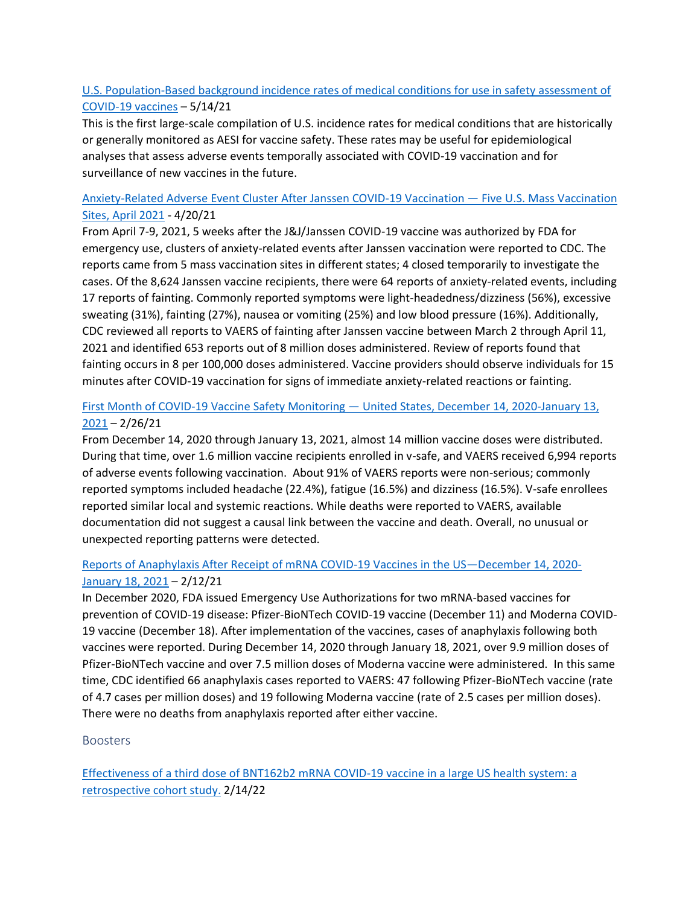U.S. Population-Based background incidence rates of medical conditions for use in safety assessment of COVID-19 vaccines – 5/14/21

This is the first large-scale compilation of U.S. incidence rates for medical conditions that are historically or generally monitored as AESI for vaccine safety. These rates may be useful for epidemiological analyses that assess adverse events temporally associated with COVID-19 vaccination and for surveillance of new vaccines in the future.

Anxiety-Related Adverse Event Cluster After Janssen COVID-19 Vaccination — Five U.S. Mass Vaccination Sites, April 2021 - 4/20/21

From April 7-9, 2021, 5 weeks after the J&J/Janssen COVID-19 vaccine was authorized by FDA for emergency use, clusters of anxiety-related events after Janssen vaccination were reported to CDC. The reports came from 5 mass vaccination sites in different states; 4 closed temporarily to investigate the cases. Of the 8,624 Janssen vaccine recipients, there were 64 reports of anxiety-related events, including 17 reports of fainting. Commonly reported symptoms were light-headedness/dizziness (56%), excessive sweating (31%), fainting (27%), nausea or vomiting (25%) and low blood pressure (16%). Additionally, CDC reviewed all reports to VAERS of fainting after Janssen vaccine between March 2 through April 11, 2021 and identified 653 reports out of 8 million doses administered. Review of reports found that fainting occurs in 8 per 100,000 doses administered. Vaccine providers should observe individuals for 15 minutes after COVID-19 vaccination for signs of immediate anxiety-related reactions or fainting.

First Month of COVID-19 Vaccine Safety Monitoring — United States, December 14, 2020-January 13, 2021 – 2/26/21

From December 14, 2020 through January 13, 2021, almost 14 million vaccine doses were distributed. During that time, over 1.6 million vaccine recipients enrolled in v-safe, and VAERS received 6,994 reports of adverse events following vaccination. About 91% of VAERS reports were non-serious; commonly reported symptoms included headache (22.4%), fatigue (16.5%) and dizziness (16.5%). V-safe enrollees reported similar local and systemic reactions. While deaths were reported to VAERS, available documentation did not suggest a causal link between the vaccine and death. Overall, no unusual or unexpected reporting patterns were detected.

Reports of Anaphylaxis After Receipt of mRNA COVID-19 Vaccines in the US—December 14, 2020-January 18, 2021 – 2/12/21

In December 2020, FDA issued Emergency Use Authorizations for two mRNA-based vaccines for prevention of COVID-19 disease: Pfizer-BioNTech COVID-19 vaccine (December 11) and Moderna COVID-19 vaccine (December 18). After implementation of the vaccines, cases of anaphylaxis following both vaccines were reported. During December 14, 2020 through January 18, 2021, over 9.9 million doses of Pfizer-BioNTech vaccine and over 7.5 million doses of Moderna vaccine were administered. In this same time, CDC identified 66 anaphylaxis cases reported to VAERS: 47 following Pfizer-BioNTech vaccine (rate of 4.7 cases per million doses) and 19 following Moderna vaccine (rate of 2.5 cases per million doses). There were no deaths from anaphylaxis reported after either vaccine.

## Boosters

Effectiveness of a third dose of BNT162b2 mRNA COVID-19 vaccine in a large US health system: a retrospective cohort study. 2/14/22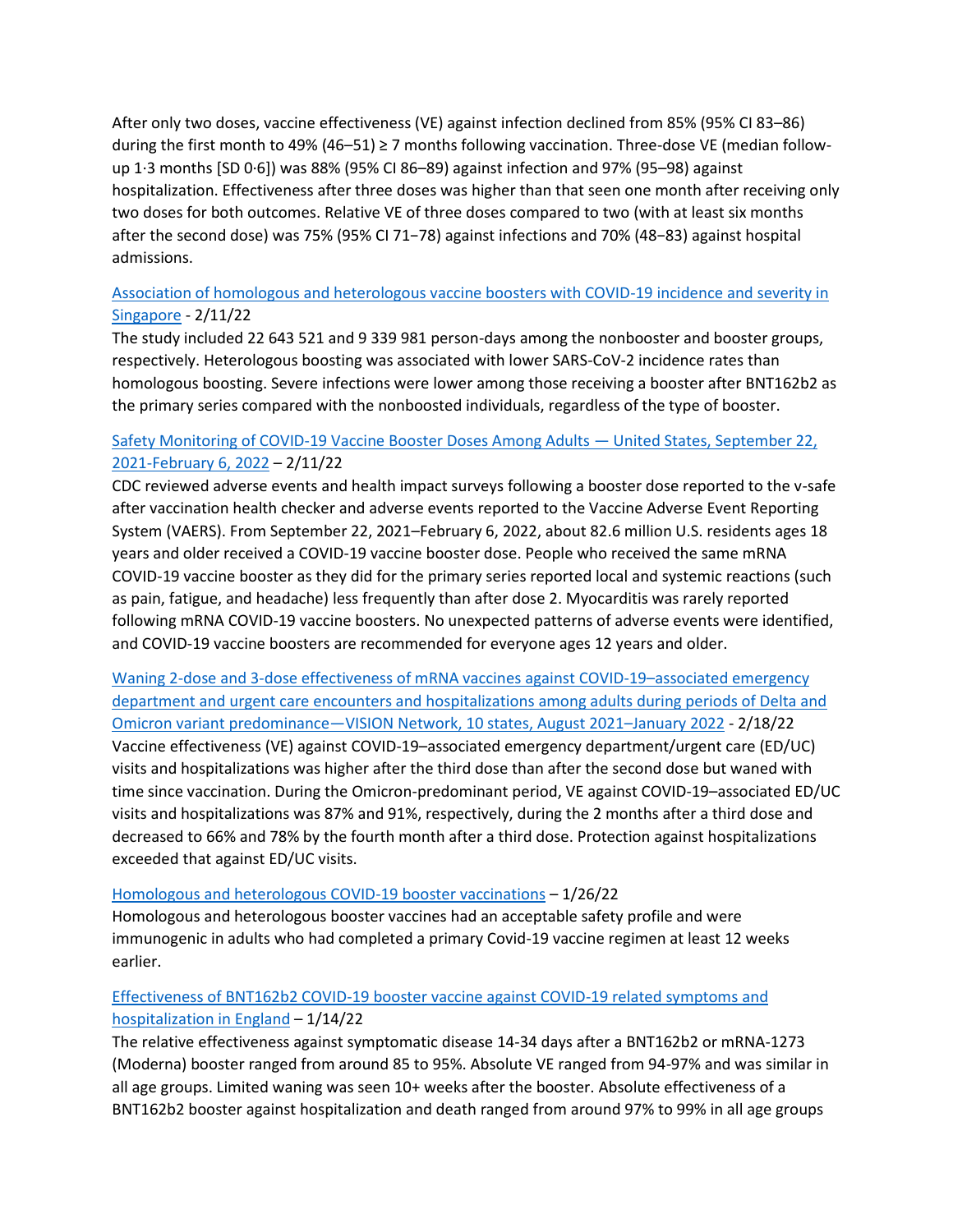After only two doses, vaccine effectiveness (VE) against infection declined from 85% (95% CI 83–86) during the first month to 49% (46–51) ≥ 7 months following vaccination. Three-dose VE (median follow-up 1·3 months [SD 0·6]) was 88% (95% CI 86–89) against infection and 97% (95–98) against hospitalization. Effectiveness after three doses was higher than that seen one month after receiving only two doses for both outcomes. Relative VE of three doses compared to two (with at least six months after the second dose) was 75% (95% CI 71−78) against infections and 70% (48−83) against hospital admissions.

Association of homologous and heterologous vaccine boosters with COVID-19 incidence and severity in Singapore - 2/11/22
The study included 22 643 521 and 9 339 981 person-days among the nonbooster and booster groups, respectively. Heterologous boosting was associated with lower SARS-CoV-2 incidence rates than homologous boosting. Severe infections were lower among those receiving a booster after BNT162b2 as the primary series compared with the nonboosted individuals, regardless of the type of booster.

Safety Monitoring of COVID-19 Vaccine Booster Doses Among Adults — United States, September 22, 2021-February 6, 2022 – 2/11/22
CDC reviewed adverse events and health impact surveys following a booster dose reported to the v-safe after vaccination health checker and adverse events reported to the Vaccine Adverse Event Reporting System (VAERS). From September 22, 2021–February 6, 2022, about 82.6 million U.S. residents ages 18 years and older received a COVID-19 vaccine booster dose. People who received the same mRNA COVID-19 vaccine booster as they did for the primary series reported local and systemic reactions (such as pain, fatigue, and headache) less frequently than after dose 2. Myocarditis was rarely reported following mRNA COVID-19 vaccine boosters. No unexpected patterns of adverse events were identified, and COVID-19 vaccine boosters are recommended for everyone ages 12 years and older.

Waning 2-dose and 3-dose effectiveness of mRNA vaccines against COVID-19–associated emergency department and urgent care encounters and hospitalizations among adults during periods of Delta and Omicron variant predominance—VISION Network, 10 states, August 2021–January 2022 - 2/18/22
Vaccine effectiveness (VE) against COVID-19–associated emergency department/urgent care (ED/UC) visits and hospitalizations was higher after the third dose than after the second dose but waned with time since vaccination. During the Omicron-predominant period, VE against COVID-19–associated ED/UC visits and hospitalizations was 87% and 91%, respectively, during the 2 months after a third dose and decreased to 66% and 78% by the fourth month after a third dose. Protection against hospitalizations exceeded that against ED/UC visits.

Homologous and heterologous COVID-19 booster vaccinations – 1/26/22
Homologous and heterologous booster vaccines had an acceptable safety profile and were immunogenic in adults who had completed a primary Covid-19 vaccine regimen at least 12 weeks earlier.

Effectiveness of BNT162b2 COVID-19 booster vaccine against COVID-19 related symptoms and hospitalization in England – 1/14/22
The relative effectiveness against symptomatic disease 14-34 days after a BNT162b2 or mRNA-1273 (Moderna) booster ranged from around 85 to 95%. Absolute VE ranged from 94-97% and was similar in all age groups. Limited waning was seen 10+ weeks after the booster. Absolute effectiveness of a BNT162b2 booster against hospitalization and death ranged from around 97% to 99% in all age groups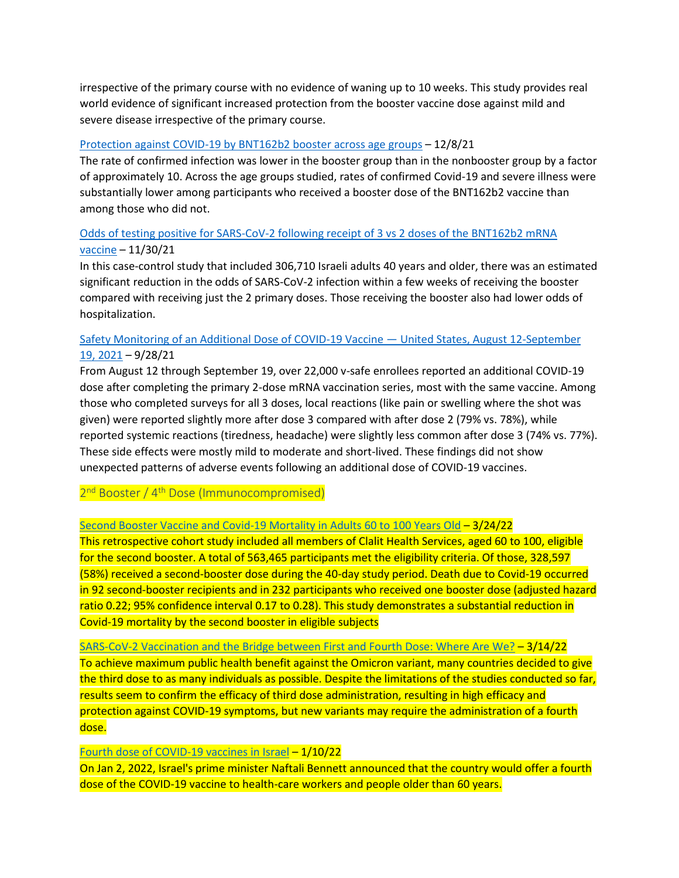irrespective of the primary course with no evidence of waning up to 10 weeks. This study provides real world evidence of significant increased protection from the booster vaccine dose against mild and severe disease irrespective of the primary course.

Protection against COVID-19 by BNT162b2 booster across age groups – 12/8/21
The rate of confirmed infection was lower in the booster group than in the nonbooster group by a factor of approximately 10. Across the age groups studied, rates of confirmed Covid-19 and severe illness were substantially lower among participants who received a booster dose of the BNT162b2 vaccine than among those who did not.

Odds of testing positive for SARS-CoV-2 following receipt of 3 vs 2 doses of the BNT162b2 mRNA vaccine – 11/30/21
In this case-control study that included 306,710 Israeli adults 40 years and older, there was an estimated significant reduction in the odds of SARS-CoV-2 infection within a few weeks of receiving the booster compared with receiving just the 2 primary doses. Those receiving the booster also had lower odds of hospitalization.

Safety Monitoring of an Additional Dose of COVID-19 Vaccine — United States, August 12-September 19, 2021 – 9/28/21
From August 12 through September 19, over 22,000 v-safe enrollees reported an additional COVID-19 dose after completing the primary 2-dose mRNA vaccination series, most with the same vaccine. Among those who completed surveys for all 3 doses, local reactions (like pain or swelling where the shot was given) were reported slightly more after dose 3 compared with after dose 2 (79% vs. 78%), while reported systemic reactions (tiredness, headache) were slightly less common after dose 3 (74% vs. 77%). These side effects were mostly mild to moderate and short-lived. These findings did not show unexpected patterns of adverse events following an additional dose of COVID-19 vaccines.

## 2nd Booster / 4th Dose (Immunocompromised)

Second Booster Vaccine and Covid-19 Mortality in Adults 60 to 100 Years Old – 3/24/22
This retrospective cohort study included all members of Clalit Health Services, aged 60 to 100, eligible for the second booster. A total of 563,465 participants met the eligibility criteria. Of those, 328,597 (58%) received a second-booster dose during the 40-day study period. Death due to Covid-19 occurred in 92 second-booster recipients and in 232 participants who received one booster dose (adjusted hazard ratio 0.22; 95% confidence interval 0.17 to 0.28). This study demonstrates a substantial reduction in Covid-19 mortality by the second booster in eligible subjects

SARS-CoV-2 Vaccination and the Bridge between First and Fourth Dose: Where Are We? – 3/14/22
To achieve maximum public health benefit against the Omicron variant, many countries decided to give the third dose to as many individuals as possible. Despite the limitations of the studies conducted so far, results seem to confirm the efficacy of third dose administration, resulting in high efficacy and protection against COVID-19 symptoms, but new variants may require the administration of a fourth dose.

Fourth dose of COVID-19 vaccines in Israel – 1/10/22
On Jan 2, 2022, Israel's prime minister Naftali Bennett announced that the country would offer a fourth dose of the COVID-19 vaccine to health-care workers and people older than 60 years.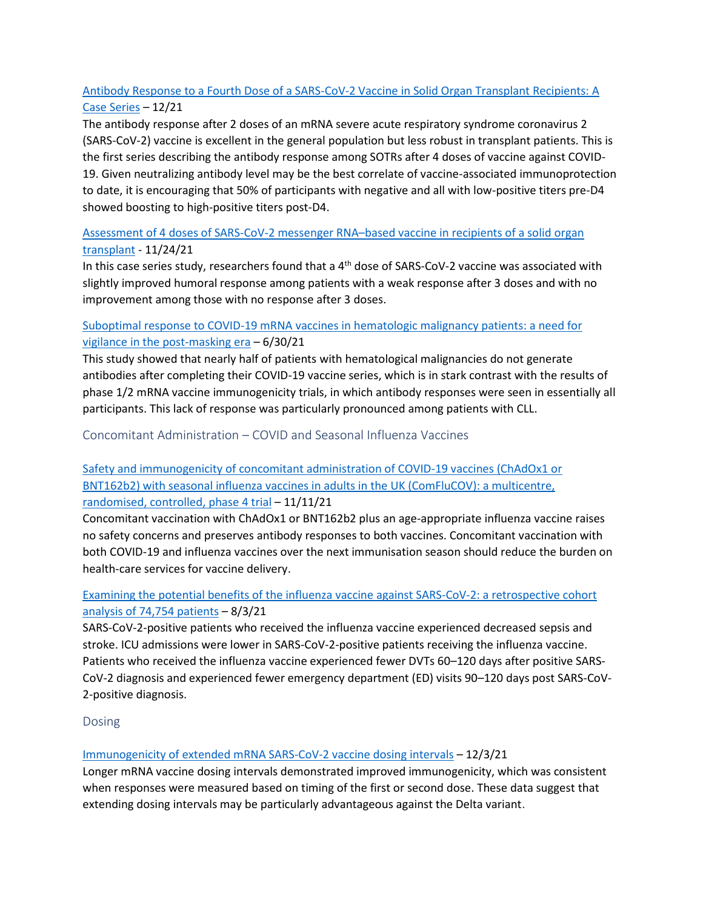Antibody Response to a Fourth Dose of a SARS-CoV-2 Vaccine in Solid Organ Transplant Recipients: A Case Series – 12/21

The antibody response after 2 doses of an mRNA severe acute respiratory syndrome coronavirus 2 (SARS-CoV-2) vaccine is excellent in the general population but less robust in transplant patients. This is the first series describing the antibody response among SOTRs after 4 doses of vaccine against COVID-19. Given neutralizing antibody level may be the best correlate of vaccine-associated immunoprotection to date, it is encouraging that 50% of participants with negative and all with low-positive titers pre-D4 showed boosting to high-positive titers post-D4.

Assessment of 4 doses of SARS-CoV-2 messenger RNA–based vaccine in recipients of a solid organ transplant - 11/24/21

In this case series study, researchers found that a 4th dose of SARS-CoV-2 vaccine was associated with slightly improved humoral response among patients with a weak response after 3 doses and with no improvement among those with no response after 3 doses.

Suboptimal response to COVID-19 mRNA vaccines in hematologic malignancy patients: a need for vigilance in the post-masking era – 6/30/21

This study showed that nearly half of patients with hematological malignancies do not generate antibodies after completing their COVID-19 vaccine series, which is in stark contrast with the results of phase 1/2 mRNA vaccine immunogenicity trials, in which antibody responses were seen in essentially all participants. This lack of response was particularly pronounced among patients with CLL.

## Concomitant Administration – COVID and Seasonal Influenza Vaccines

Safety and immunogenicity of concomitant administration of COVID-19 vaccines (ChAdOx1 or BNT162b2) with seasonal influenza vaccines in adults in the UK (ComFluCOV): a multicentre, randomised, controlled, phase 4 trial – 11/11/21

Concomitant vaccination with ChAdOx1 or BNT162b2 plus an age-appropriate influenza vaccine raises no safety concerns and preserves antibody responses to both vaccines. Concomitant vaccination with both COVID-19 and influenza vaccines over the next immunisation season should reduce the burden on health-care services for vaccine delivery.

Examining the potential benefits of the influenza vaccine against SARS-CoV-2: a retrospective cohort analysis of 74,754 patients – 8/3/21

SARS-CoV-2-positive patients who received the influenza vaccine experienced decreased sepsis and stroke. ICU admissions were lower in SARS-CoV-2-positive patients receiving the influenza vaccine. Patients who received the influenza vaccine experienced fewer DVTs 60–120 days after positive SARS-CoV-2 diagnosis and experienced fewer emergency department (ED) visits 90–120 days post SARS-CoV-2-positive diagnosis.

## Dosing

Immunogenicity of extended mRNA SARS-CoV-2 vaccine dosing intervals – 12/3/21

Longer mRNA vaccine dosing intervals demonstrated improved immunogenicity, which was consistent when responses were measured based on timing of the first or second dose. These data suggest that extending dosing intervals may be particularly advantageous against the Delta variant.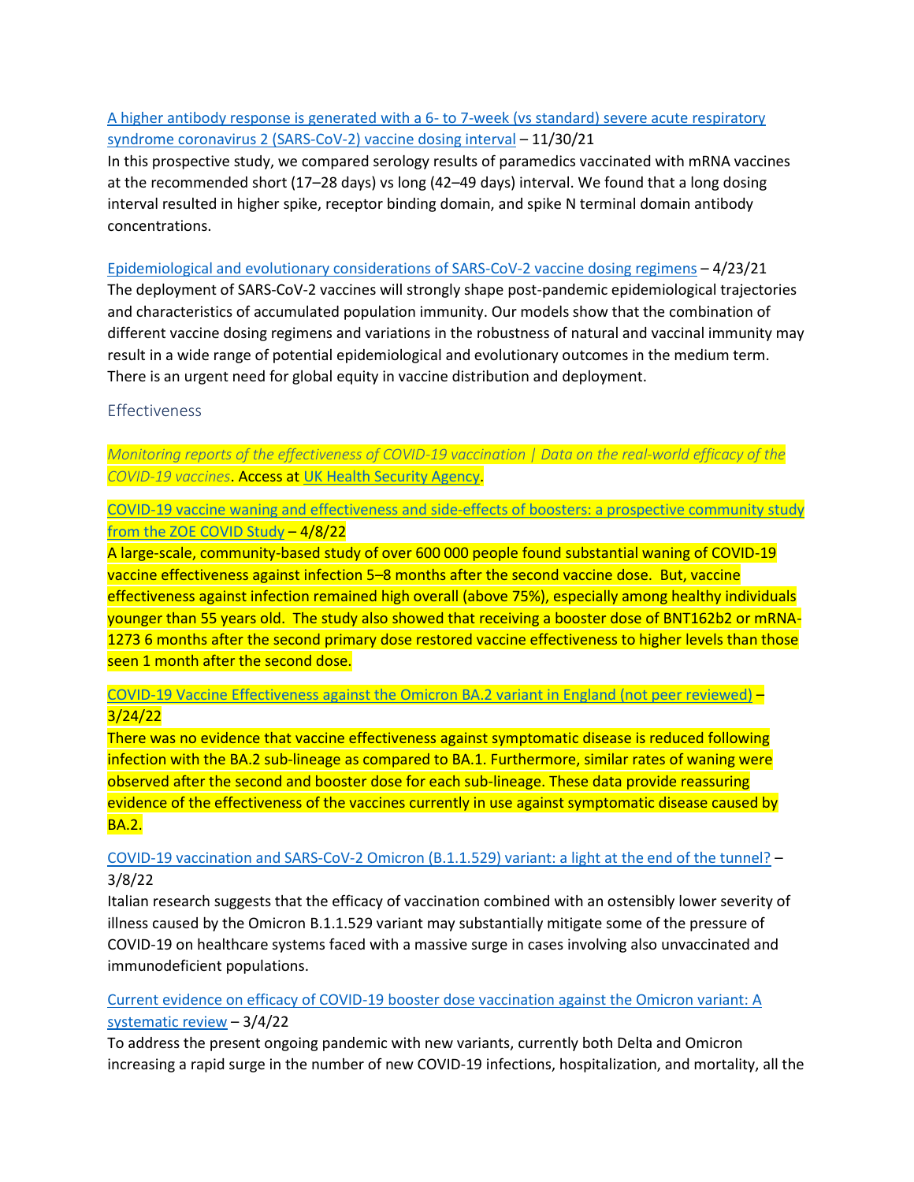[A higher antibody response is generated with a 6- to 7-week (vs standard) severe acute respiratory syndrome coronavirus 2 (SARS-CoV-2) vaccine dosing interval]() – 11/30/21
In this prospective study, we compared serology results of paramedics vaccinated with mRNA vaccines at the recommended short (17–28 days) vs long (42–49 days) interval. We found that a long dosing interval resulted in higher spike, receptor binding domain, and spike N terminal domain antibody concentrations.

[Epidemiological and evolutionary considerations of SARS-CoV-2 vaccine dosing regimens]() – 4/23/21
The deployment of SARS-CoV-2 vaccines will strongly shape post-pandemic epidemiological trajectories and characteristics of accumulated population immunity. Our models show that the combination of different vaccine dosing regimens and variations in the robustness of natural and vaccinal immunity may result in a wide range of potential epidemiological and evolutionary outcomes in the medium term. There is an urgent need for global equity in vaccine distribution and deployment.

## Effectiveness

*Monitoring reports of the effectiveness of COVID-19 vaccination | Data on the real-world efficacy of the COVID-19 vaccines*. Access at [UK Health Security Agency]().

[COVID-19 vaccine waning and effectiveness and side-effects of boosters: a prospective community study from the ZOE COVID Study]() – 4/8/22
A large-scale, community-based study of over 600 000 people found substantial waning of COVID-19 vaccine effectiveness against infection 5–8 months after the second vaccine dose. But, vaccine effectiveness against infection remained high overall (above 75%), especially among healthy individuals younger than 55 years old. The study also showed that receiving a booster dose of BNT162b2 or mRNA-1273 6 months after the second primary dose restored vaccine effectiveness to higher levels than those seen 1 month after the second dose.

[COVID-19 Vaccine Effectiveness against the Omicron BA.2 variant in England (not peer reviewed)]() – 3/24/22
There was no evidence that vaccine effectiveness against symptomatic disease is reduced following infection with the BA.2 sub-lineage as compared to BA.1. Furthermore, similar rates of waning were observed after the second and booster dose for each sub-lineage. These data provide reassuring evidence of the effectiveness of the vaccines currently in use against symptomatic disease caused by BA.2.

[COVID-19 vaccination and SARS-CoV-2 Omicron (B.1.1.529) variant: a light at the end of the tunnel?]() – 3/8/22
Italian research suggests that the efficacy of vaccination combined with an ostensibly lower severity of illness caused by the Omicron B.1.1.529 variant may substantially mitigate some of the pressure of COVID-19 on healthcare systems faced with a massive surge in cases involving also unvaccinated and immunodeficient populations.

[Current evidence on efficacy of COVID-19 booster dose vaccination against the Omicron variant: A systematic review]() – 3/4/22
To address the present ongoing pandemic with new variants, currently both Delta and Omicron increasing a rapid surge in the number of new COVID-19 infections, hospitalization, and mortality, all the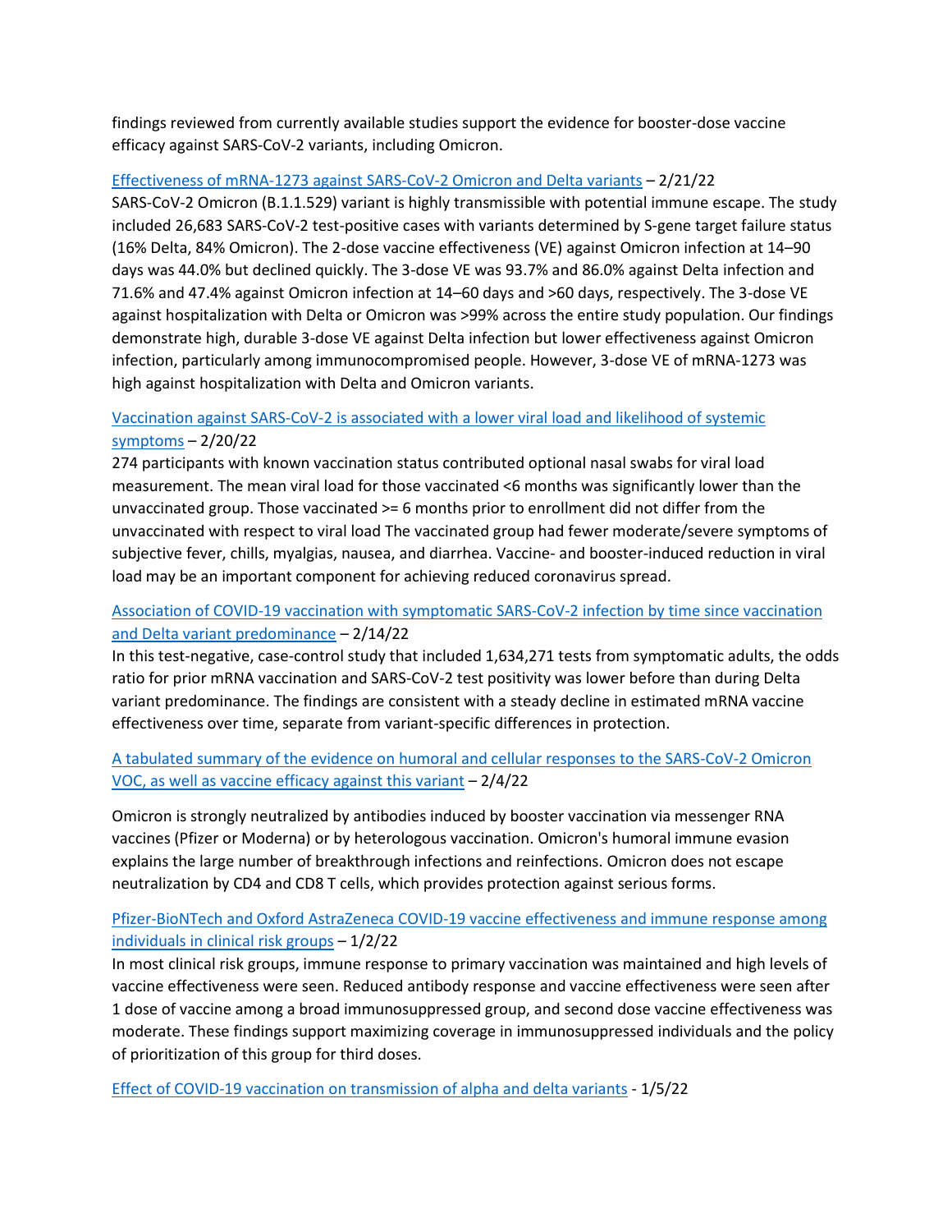findings reviewed from currently available studies support the evidence for booster-dose vaccine efficacy against SARS-CoV-2 variants, including Omicron.

[Effectiveness of mRNA-1273 against SARS-CoV-2 Omicron and Delta variants](#) – 2/21/22
SARS-CoV-2 Omicron (B.1.1.529) variant is highly transmissible with potential immune escape. The study included 26,683 SARS-CoV-2 test-positive cases with variants determined by S-gene target failure status (16% Delta, 84% Omicron). The 2-dose vaccine effectiveness (VE) against Omicron infection at 14–90 days was 44.0% but declined quickly. The 3-dose VE was 93.7% and 86.0% against Delta infection and 71.6% and 47.4% against Omicron infection at 14–60 days and >60 days, respectively. The 3-dose VE against hospitalization with Delta or Omicron was >99% across the entire study population. Our findings demonstrate high, durable 3-dose VE against Delta infection but lower effectiveness against Omicron infection, particularly among immunocompromised people. However, 3-dose VE of mRNA-1273 was high against hospitalization with Delta and Omicron variants.

[Vaccination against SARS-CoV-2 is associated with a lower viral load and likelihood of systemic symptoms](#) – 2/20/22
274 participants with known vaccination status contributed optional nasal swabs for viral load measurement. The mean viral load for those vaccinated <6 months was significantly lower than the unvaccinated group. Those vaccinated >= 6 months prior to enrollment did not differ from the unvaccinated with respect to viral load The vaccinated group had fewer moderate/severe symptoms of subjective fever, chills, myalgias, nausea, and diarrhea. Vaccine- and booster-induced reduction in viral load may be an important component for achieving reduced coronavirus spread.

[Association of COVID-19 vaccination with symptomatic SARS-CoV-2 infection by time since vaccination and Delta variant predominance](#) – 2/14/22
In this test-negative, case-control study that included 1,634,271 tests from symptomatic adults, the odds ratio for prior mRNA vaccination and SARS-CoV-2 test positivity was lower before than during Delta variant predominance. The findings are consistent with a steady decline in estimated mRNA vaccine effectiveness over time, separate from variant-specific differences in protection.

[A tabulated summary of the evidence on humoral and cellular responses to the SARS-CoV-2 Omicron VOC, as well as vaccine efficacy against this variant](#) – 2/4/22

Omicron is strongly neutralized by antibodies induced by booster vaccination via messenger RNA vaccines (Pfizer or Moderna) or by heterologous vaccination. Omicron's humoral immune evasion explains the large number of breakthrough infections and reinfections. Omicron does not escape neutralization by CD4 and CD8 T cells, which provides protection against serious forms.

[Pfizer-BioNTech and Oxford AstraZeneca COVID-19 vaccine effectiveness and immune response among individuals in clinical risk groups](#) – 1/2/22
In most clinical risk groups, immune response to primary vaccination was maintained and high levels of vaccine effectiveness were seen. Reduced antibody response and vaccine effectiveness were seen after 1 dose of vaccine among a broad immunosuppressed group, and second dose vaccine effectiveness was moderate. These findings support maximizing coverage in immunosuppressed individuals and the policy of prioritization of this group for third doses.

[Effect of COVID-19 vaccination on transmission of alpha and delta variants](#) - 1/5/22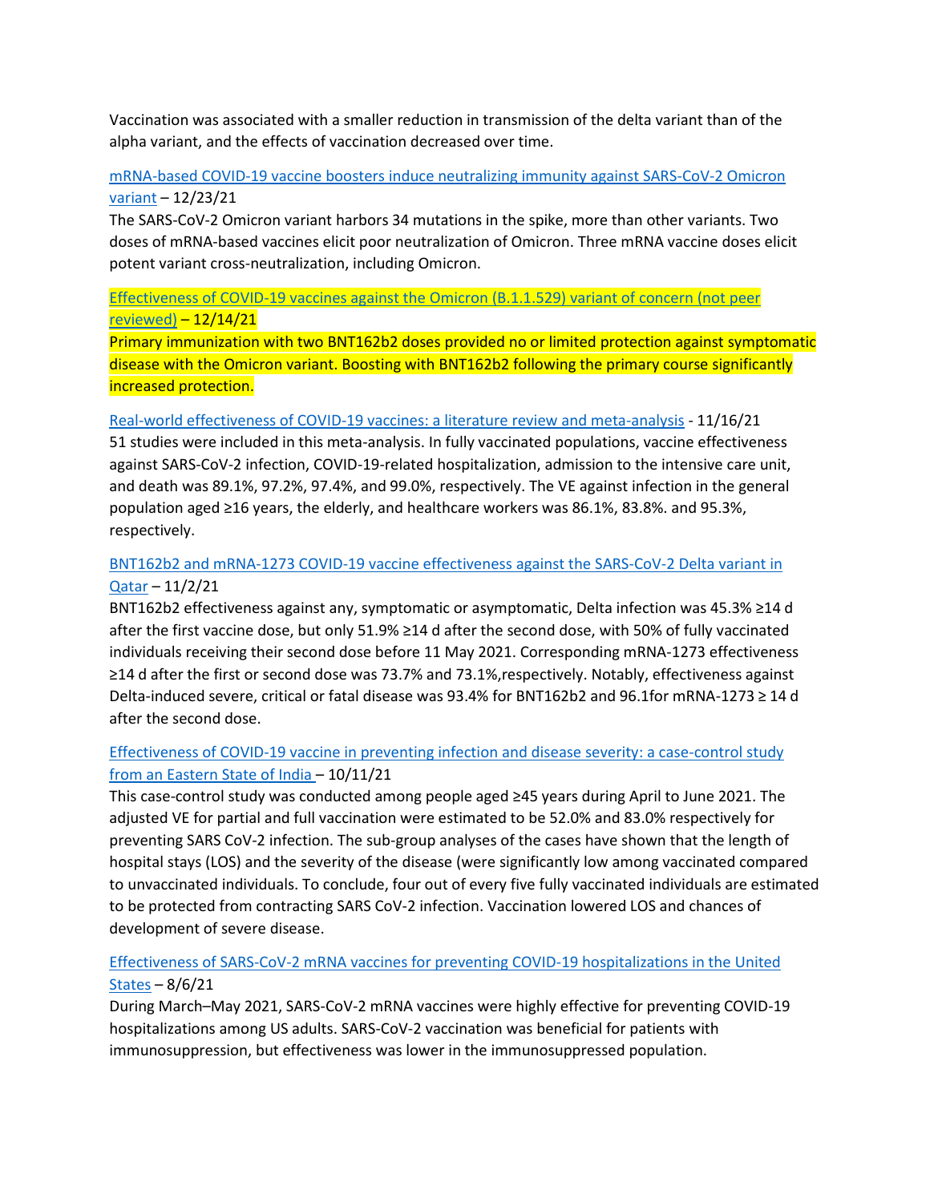Vaccination was associated with a smaller reduction in transmission of the delta variant than of the alpha variant, and the effects of vaccination decreased over time.

[mRNA-based COVID-19 vaccine boosters induce neutralizing immunity against SARS-CoV-2 Omicron variant]() – 12/23/21
The SARS-CoV-2 Omicron variant harbors 34 mutations in the spike, more than other variants. Two doses of mRNA-based vaccines elicit poor neutralization of Omicron. Three mRNA vaccine doses elicit potent variant cross-neutralization, including Omicron.

[Effectiveness of COVID-19 vaccines against the Omicron (B.1.1.529) variant of concern (not peer reviewed)]() – 12/14/21
Primary immunization with two BNT162b2 doses provided no or limited protection against symptomatic disease with the Omicron variant. Boosting with BNT162b2 following the primary course significantly increased protection.

[Real-world effectiveness of COVID-19 vaccines: a literature review and meta-analysis]() - 11/16/21
51 studies were included in this meta-analysis. In fully vaccinated populations, vaccine effectiveness against SARS-CoV-2 infection, COVID-19-related hospitalization, admission to the intensive care unit, and death was 89.1%, 97.2%, 97.4%, and 99.0%, respectively. The VE against infection in the general population aged ≥16 years, the elderly, and healthcare workers was 86.1%, 83.8%. and 95.3%, respectively.

[BNT162b2 and mRNA-1273 COVID-19 vaccine effectiveness against the SARS-CoV-2 Delta variant in Qatar]() – 11/2/21
BNT162b2 effectiveness against any, symptomatic or asymptomatic, Delta infection was 45.3% ≥14 d after the first vaccine dose, but only 51.9% ≥14 d after the second dose, with 50% of fully vaccinated individuals receiving their second dose before 11 May 2021. Corresponding mRNA-1273 effectiveness ≥14 d after the first or second dose was 73.7% and 73.1%,respectively. Notably, effectiveness against Delta-induced severe, critical or fatal disease was 93.4% for BNT162b2 and 96.1for mRNA-1273 ≥ 14 d after the second dose.

[Effectiveness of COVID-19 vaccine in preventing infection and disease severity: a case-control study from an Eastern State of India]() – 10/11/21
This case-control study was conducted among people aged ≥45 years during April to June 2021. The adjusted VE for partial and full vaccination were estimated to be 52.0% and 83.0% respectively for preventing SARS CoV-2 infection. The sub-group analyses of the cases have shown that the length of hospital stays (LOS) and the severity of the disease (were significantly low among vaccinated compared to unvaccinated individuals. To conclude, four out of every five fully vaccinated individuals are estimated to be protected from contracting SARS CoV-2 infection. Vaccination lowered LOS and chances of development of severe disease.

[Effectiveness of SARS-CoV-2 mRNA vaccines for preventing COVID-19 hospitalizations in the United States]() – 8/6/21
During March–May 2021, SARS-CoV-2 mRNA vaccines were highly effective for preventing COVID-19 hospitalizations among US adults. SARS-CoV-2 vaccination was beneficial for patients with immunosuppression, but effectiveness was lower in the immunosuppressed population.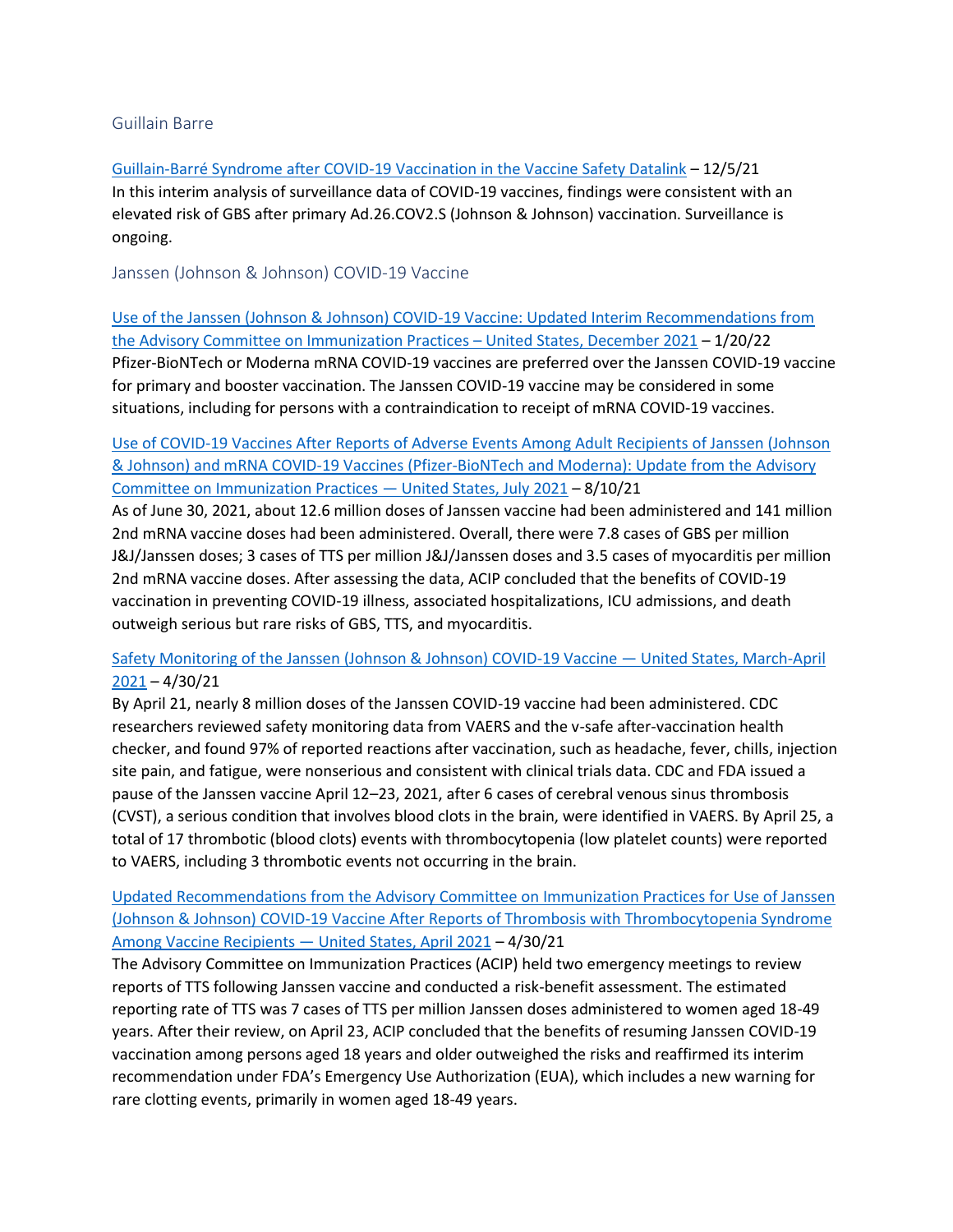## Guillain Barre

Guillain-Barré Syndrome after COVID-19 Vaccination in the Vaccine Safety Datalink – 12/5/21
In this interim analysis of surveillance data of COVID-19 vaccines, findings were consistent with an elevated risk of GBS after primary Ad.26.COV2.S (Johnson & Johnson) vaccination. Surveillance is ongoing.

## Janssen (Johnson & Johnson) COVID-19 Vaccine

Use of the Janssen (Johnson & Johnson) COVID-19 Vaccine: Updated Interim Recommendations from the Advisory Committee on Immunization Practices – United States, December 2021 – 1/20/22
Pfizer-BioNTech or Moderna mRNA COVID-19 vaccines are preferred over the Janssen COVID-19 vaccine for primary and booster vaccination. The Janssen COVID-19 vaccine may be considered in some situations, including for persons with a contraindication to receipt of mRNA COVID-19 vaccines.

Use of COVID-19 Vaccines After Reports of Adverse Events Among Adult Recipients of Janssen (Johnson & Johnson) and mRNA COVID-19 Vaccines (Pfizer-BioNTech and Moderna): Update from the Advisory Committee on Immunization Practices — United States, July 2021 – 8/10/21
As of June 30, 2021, about 12.6 million doses of Janssen vaccine had been administered and 141 million 2nd mRNA vaccine doses had been administered. Overall, there were 7.8 cases of GBS per million J&J/Janssen doses; 3 cases of TTS per million J&J/Janssen doses and 3.5 cases of myocarditis per million 2nd mRNA vaccine doses. After assessing the data, ACIP concluded that the benefits of COVID-19 vaccination in preventing COVID-19 illness, associated hospitalizations, ICU admissions, and death outweigh serious but rare risks of GBS, TTS, and myocarditis.

Safety Monitoring of the Janssen (Johnson & Johnson) COVID-19 Vaccine — United States, March-April 2021 – 4/30/21
By April 21, nearly 8 million doses of the Janssen COVID-19 vaccine had been administered. CDC researchers reviewed safety monitoring data from VAERS and the v-safe after-vaccination health checker, and found 97% of reported reactions after vaccination, such as headache, fever, chills, injection site pain, and fatigue, were nonserious and consistent with clinical trials data. CDC and FDA issued a pause of the Janssen vaccine April 12–23, 2021, after 6 cases of cerebral venous sinus thrombosis (CVST), a serious condition that involves blood clots in the brain, were identified in VAERS. By April 25, a total of 17 thrombotic (blood clots) events with thrombocytopenia (low platelet counts) were reported to VAERS, including 3 thrombotic events not occurring in the brain.

Updated Recommendations from the Advisory Committee on Immunization Practices for Use of Janssen (Johnson & Johnson) COVID-19 Vaccine After Reports of Thrombosis with Thrombocytopenia Syndrome Among Vaccine Recipients — United States, April 2021 – 4/30/21
The Advisory Committee on Immunization Practices (ACIP) held two emergency meetings to review reports of TTS following Janssen vaccine and conducted a risk-benefit assessment. The estimated reporting rate of TTS was 7 cases of TTS per million Janssen doses administered to women aged 18-49 years. After their review, on April 23, ACIP concluded that the benefits of resuming Janssen COVID-19 vaccination among persons aged 18 years and older outweighed the risks and reaffirmed its interim recommendation under FDA's Emergency Use Authorization (EUA), which includes a new warning for rare clotting events, primarily in women aged 18-49 years.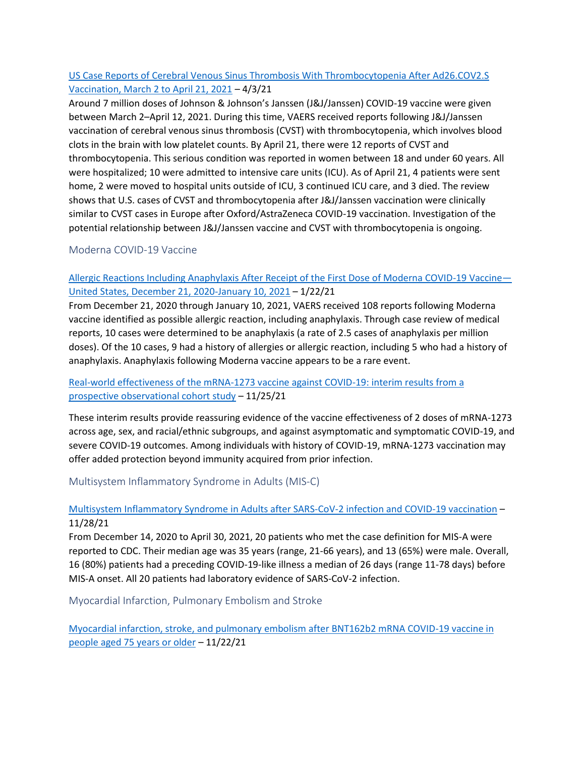[US Case Reports of Cerebral Venous Sinus Thrombosis With Thrombocytopenia After Ad26.COV2.S Vaccination, March 2 to April 21, 2021](#) – 4/3/21

Around 7 million doses of Johnson & Johnson's Janssen (J&J/Janssen) COVID-19 vaccine were given between March 2–April 12, 2021. During this time, VAERS received reports following J&J/Janssen vaccination of cerebral venous sinus thrombosis (CVST) with thrombocytopenia, which involves blood clots in the brain with low platelet counts. By April 21, there were 12 reports of CVST and thrombocytopenia. This serious condition was reported in women between 18 and under 60 years. All were hospitalized; 10 were admitted to intensive care units (ICU). As of April 21, 4 patients were sent home, 2 were moved to hospital units outside of ICU, 3 continued ICU care, and 3 died. The review shows that U.S. cases of CVST and thrombocytopenia after J&J/Janssen vaccination were clinically similar to CVST cases in Europe after Oxford/AstraZeneca COVID-19 vaccination. Investigation of the potential relationship between J&J/Janssen vaccine and CVST with thrombocytopenia is ongoing.

## Moderna COVID-19 Vaccine

[Allergic Reactions Including Anaphylaxis After Receipt of the First Dose of Moderna COVID-19 Vaccine—United States, December 21, 2020-January 10, 2021](#) – 1/22/21

From December 21, 2020 through January 10, 2021, VAERS received 108 reports following Moderna vaccine identified as possible allergic reaction, including anaphylaxis. Through case review of medical reports, 10 cases were determined to be anaphylaxis (a rate of 2.5 cases of anaphylaxis per million doses). Of the 10 cases, 9 had a history of allergies or allergic reaction, including 5 who had a history of anaphylaxis. Anaphylaxis following Moderna vaccine appears to be a rare event.

[Real-world effectiveness of the mRNA-1273 vaccine against COVID-19: interim results from a prospective observational cohort study](#) – 11/25/21

These interim results provide reassuring evidence of the vaccine effectiveness of 2 doses of mRNA-1273 across age, sex, and racial/ethnic subgroups, and against asymptomatic and symptomatic COVID-19, and severe COVID-19 outcomes. Among individuals with history of COVID-19, mRNA-1273 vaccination may offer added protection beyond immunity acquired from prior infection.

## Multisystem Inflammatory Syndrome in Adults (MIS-C)

[Multisystem Inflammatory Syndrome in Adults after SARS-CoV-2 infection and COVID-19 vaccination](#) – 11/28/21

From December 14, 2020 to April 30, 2021, 20 patients who met the case definition for MIS-A were reported to CDC. Their median age was 35 years (range, 21-66 years), and 13 (65%) were male. Overall, 16 (80%) patients had a preceding COVID-19-like illness a median of 26 days (range 11-78 days) before MIS-A onset. All 20 patients had laboratory evidence of SARS-CoV-2 infection.

## Myocardial Infarction, Pulmonary Embolism and Stroke

[Myocardial infarction, stroke, and pulmonary embolism after BNT162b2 mRNA COVID-19 vaccine in people aged 75 years or older](#) – 11/22/21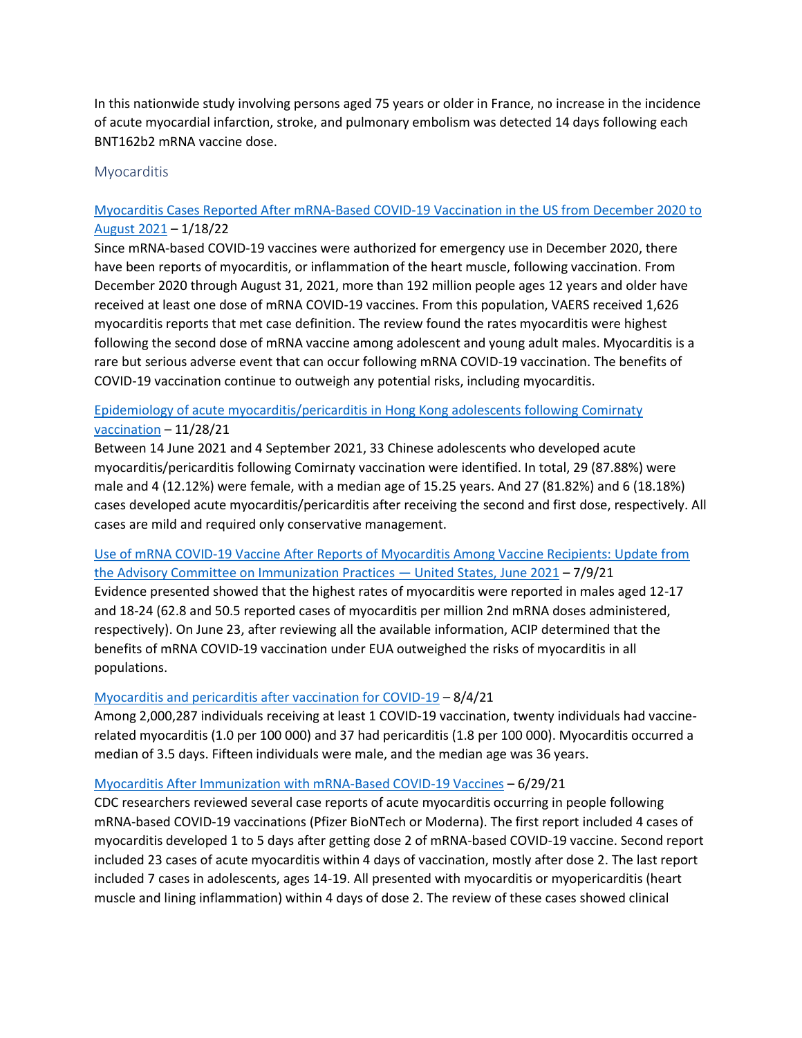In this nationwide study involving persons aged 75 years or older in France, no increase in the incidence of acute myocardial infarction, stroke, and pulmonary embolism was detected 14 days following each BNT162b2 mRNA vaccine dose.

## Myocarditis

[Myocarditis Cases Reported After mRNA-Based COVID-19 Vaccination in the US from December 2020 to August 2021]() – 1/18/22
Since mRNA-based COVID-19 vaccines were authorized for emergency use in December 2020, there have been reports of myocarditis, or inflammation of the heart muscle, following vaccination. From December 2020 through August 31, 2021, more than 192 million people ages 12 years and older have received at least one dose of mRNA COVID-19 vaccines. From this population, VAERS received 1,626 myocarditis reports that met case definition. The review found the rates myocarditis were highest following the second dose of mRNA vaccine among adolescent and young adult males. Myocarditis is a rare but serious adverse event that can occur following mRNA COVID-19 vaccination. The benefits of COVID-19 vaccination continue to outweigh any potential risks, including myocarditis.

[Epidemiology of acute myocarditis/pericarditis in Hong Kong adolescents following Comirnaty vaccination]() – 11/28/21
Between 14 June 2021 and 4 September 2021, 33 Chinese adolescents who developed acute myocarditis/pericarditis following Comirnaty vaccination were identified. In total, 29 (87.88%) were male and 4 (12.12%) were female, with a median age of 15.25 years. And 27 (81.82%) and 6 (18.18%) cases developed acute myocarditis/pericarditis after receiving the second and first dose, respectively. All cases are mild and required only conservative management.

[Use of mRNA COVID-19 Vaccine After Reports of Myocarditis Among Vaccine Recipients: Update from the Advisory Committee on Immunization Practices — United States, June 2021]() – 7/9/21
Evidence presented showed that the highest rates of myocarditis were reported in males aged 12-17 and 18-24 (62.8 and 50.5 reported cases of myocarditis per million 2nd mRNA doses administered, respectively). On June 23, after reviewing all the available information, ACIP determined that the benefits of mRNA COVID-19 vaccination under EUA outweighed the risks of myocarditis in all populations.

[Myocarditis and pericarditis after vaccination for COVID-19]() – 8/4/21
Among 2,000,287 individuals receiving at least 1 COVID-19 vaccination, twenty individuals had vaccine-related myocarditis (1.0 per 100 000) and 37 had pericarditis (1.8 per 100 000). Myocarditis occurred a median of 3.5 days. Fifteen individuals were male, and the median age was 36 years.

[Myocarditis After Immunization with mRNA-Based COVID-19 Vaccines]() – 6/29/21
CDC researchers reviewed several case reports of acute myocarditis occurring in people following mRNA-based COVID-19 vaccinations (Pfizer BioNTech or Moderna). The first report included 4 cases of myocarditis developed 1 to 5 days after getting dose 2 of mRNA-based COVID-19 vaccine. Second report included 23 cases of acute myocarditis within 4 days of vaccination, mostly after dose 2. The last report included 7 cases in adolescents, ages 14-19. All presented with myocarditis or myopericarditis (heart muscle and lining inflammation) within 4 days of dose 2. The review of these cases showed clinical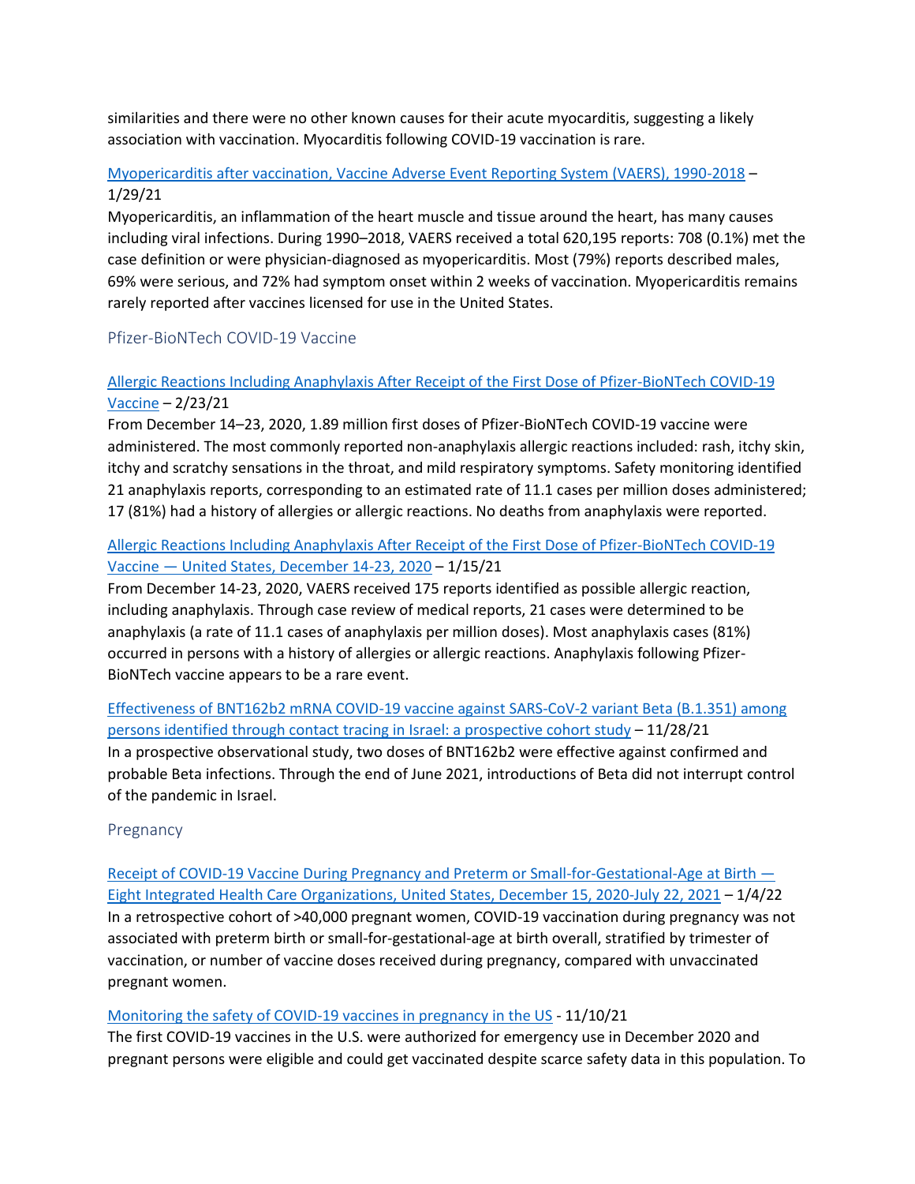similarities and there were no other known causes for their acute myocarditis, suggesting a likely association with vaccination. Myocarditis following COVID-19 vaccination is rare.

Myopericarditis after vaccination, Vaccine Adverse Event Reporting System (VAERS), 1990-2018 – 1/29/21
Myopericarditis, an inflammation of the heart muscle and tissue around the heart, has many causes including viral infections. During 1990–2018, VAERS received a total 620,195 reports: 708 (0.1%) met the case definition or were physician-diagnosed as myopericarditis. Most (79%) reports described males, 69% were serious, and 72% had symptom onset within 2 weeks of vaccination. Myopericarditis remains rarely reported after vaccines licensed for use in the United States.

## Pfizer-BioNTech COVID-19 Vaccine

Allergic Reactions Including Anaphylaxis After Receipt of the First Dose of Pfizer-BioNTech COVID-19 Vaccine – 2/23/21
From December 14–23, 2020, 1.89 million first doses of Pfizer-BioNTech COVID-19 vaccine were administered. The most commonly reported non-anaphylaxis allergic reactions included: rash, itchy skin, itchy and scratchy sensations in the throat, and mild respiratory symptoms. Safety monitoring identified 21 anaphylaxis reports, corresponding to an estimated rate of 11.1 cases per million doses administered; 17 (81%) had a history of allergies or allergic reactions. No deaths from anaphylaxis were reported.

Allergic Reactions Including Anaphylaxis After Receipt of the First Dose of Pfizer-BioNTech COVID-19 Vaccine — United States, December 14-23, 2020 – 1/15/21
From December 14-23, 2020, VAERS received 175 reports identified as possible allergic reaction, including anaphylaxis. Through case review of medical reports, 21 cases were determined to be anaphylaxis (a rate of 11.1 cases of anaphylaxis per million doses). Most anaphylaxis cases (81%) occurred in persons with a history of allergies or allergic reactions. Anaphylaxis following Pfizer-BioNTech vaccine appears to be a rare event.

Effectiveness of BNT162b2 mRNA COVID-19 vaccine against SARS-CoV-2 variant Beta (B.1.351) among persons identified through contact tracing in Israel: a prospective cohort study – 11/28/21
In a prospective observational study, two doses of BNT162b2 were effective against confirmed and probable Beta infections. Through the end of June 2021, introductions of Beta did not interrupt control of the pandemic in Israel.

## Pregnancy

Receipt of COVID-19 Vaccine During Pregnancy and Preterm or Small-for-Gestational-Age at Birth — Eight Integrated Health Care Organizations, United States, December 15, 2020-July 22, 2021 – 1/4/22
In a retrospective cohort of >40,000 pregnant women, COVID-19 vaccination during pregnancy was not associated with preterm birth or small-for-gestational-age at birth overall, stratified by trimester of vaccination, or number of vaccine doses received during pregnancy, compared with unvaccinated pregnant women.

Monitoring the safety of COVID-19 vaccines in pregnancy in the US - 11/10/21
The first COVID-19 vaccines in the U.S. were authorized for emergency use in December 2020 and pregnant persons were eligible and could get vaccinated despite scarce safety data in this population. To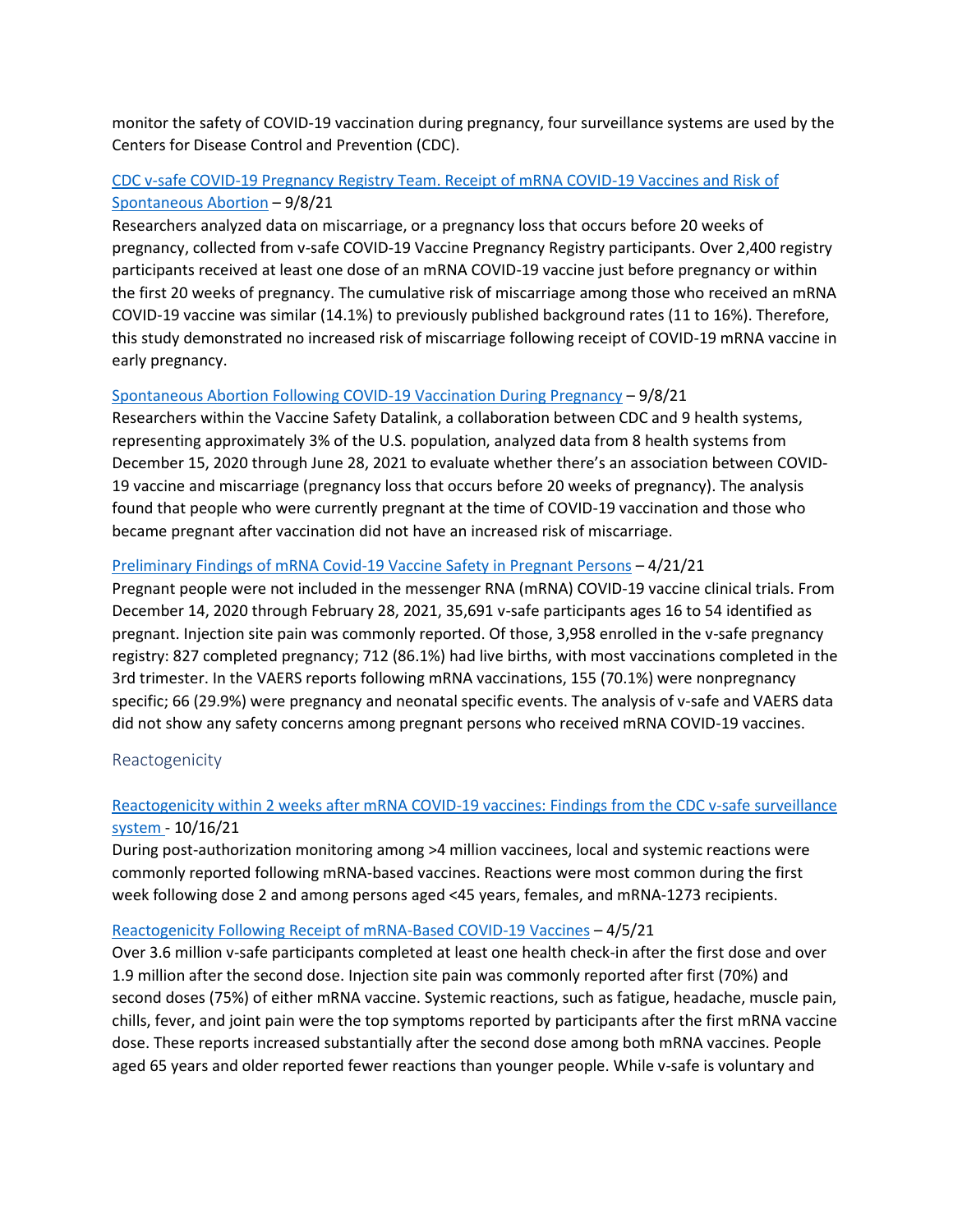monitor the safety of COVID-19 vaccination during pregnancy, four surveillance systems are used by the Centers for Disease Control and Prevention (CDC).

[CDC v-safe COVID-19 Pregnancy Registry Team. Receipt of mRNA COVID-19 Vaccines and Risk of Spontaneous Abortion](#) – 9/8/21
Researchers analyzed data on miscarriage, or a pregnancy loss that occurs before 20 weeks of pregnancy, collected from v-safe COVID-19 Vaccine Pregnancy Registry participants. Over 2,400 registry participants received at least one dose of an mRNA COVID-19 vaccine just before pregnancy or within the first 20 weeks of pregnancy. The cumulative risk of miscarriage among those who received an mRNA COVID-19 vaccine was similar (14.1%) to previously published background rates (11 to 16%). Therefore, this study demonstrated no increased risk of miscarriage following receipt of COVID-19 mRNA vaccine in early pregnancy.

[Spontaneous Abortion Following COVID-19 Vaccination During Pregnancy](#) – 9/8/21
Researchers within the Vaccine Safety Datalink, a collaboration between CDC and 9 health systems, representing approximately 3% of the U.S. population, analyzed data from 8 health systems from December 15, 2020 through June 28, 2021 to evaluate whether there's an association between COVID-19 vaccine and miscarriage (pregnancy loss that occurs before 20 weeks of pregnancy). The analysis found that people who were currently pregnant at the time of COVID-19 vaccination and those who became pregnant after vaccination did not have an increased risk of miscarriage.

[Preliminary Findings of mRNA Covid-19 Vaccine Safety in Pregnant Persons](#) – 4/21/21
Pregnant people were not included in the messenger RNA (mRNA) COVID-19 vaccine clinical trials. From December 14, 2020 through February 28, 2021, 35,691 v-safe participants ages 16 to 54 identified as pregnant. Injection site pain was commonly reported. Of those, 3,958 enrolled in the v-safe pregnancy registry: 827 completed pregnancy; 712 (86.1%) had live births, with most vaccinations completed in the 3rd trimester. In the VAERS reports following mRNA vaccinations, 155 (70.1%) were nonpregnancy specific; 66 (29.9%) were pregnancy and neonatal specific events. The analysis of v-safe and VAERS data did not show any safety concerns among pregnant persons who received mRNA COVID-19 vaccines.

## Reactogenicity

[Reactogenicity within 2 weeks after mRNA COVID-19 vaccines: Findings from the CDC v-safe surveillance system](#) - 10/16/21
During post-authorization monitoring among >4 million vaccinees, local and systemic reactions were commonly reported following mRNA-based vaccines. Reactions were most common during the first week following dose 2 and among persons aged <45 years, females, and mRNA-1273 recipients.

[Reactogenicity Following Receipt of mRNA-Based COVID-19 Vaccines](#) – 4/5/21
Over 3.6 million v-safe participants completed at least one health check-in after the first dose and over 1.9 million after the second dose. Injection site pain was commonly reported after first (70%) and second doses (75%) of either mRNA vaccine. Systemic reactions, such as fatigue, headache, muscle pain, chills, fever, and joint pain were the top symptoms reported by participants after the first mRNA vaccine dose. These reports increased substantially after the second dose among both mRNA vaccines. People aged 65 years and older reported fewer reactions than younger people. While v-safe is voluntary and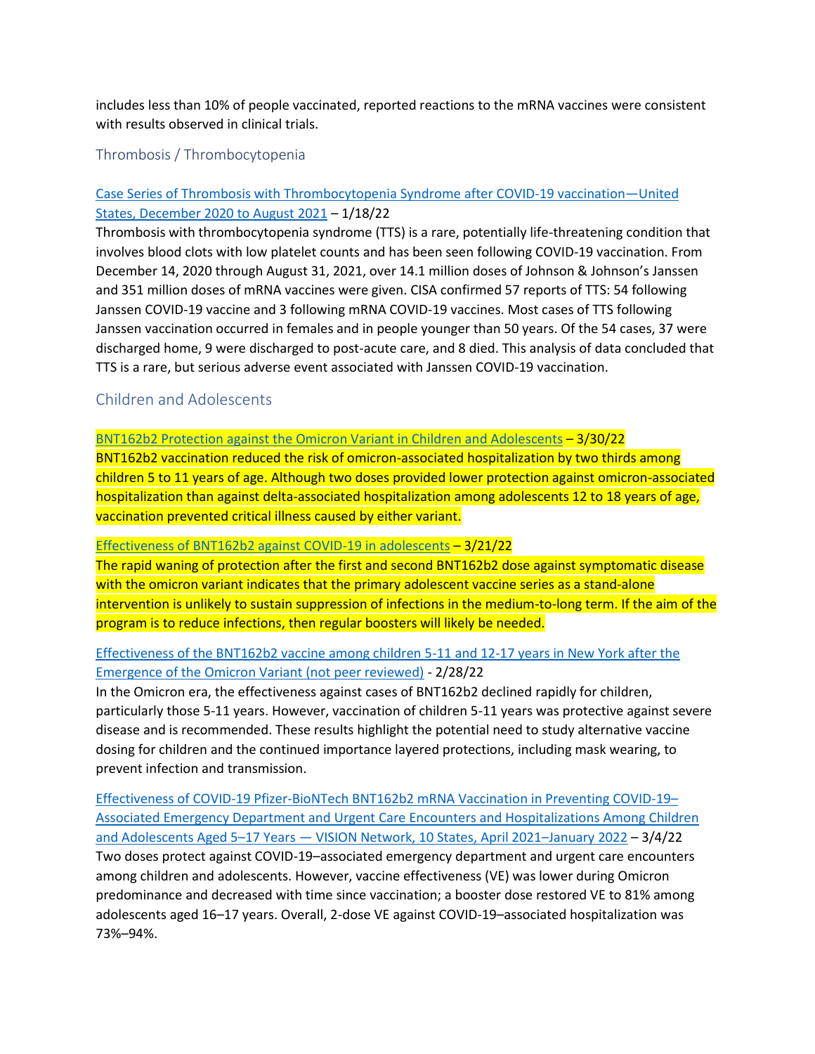includes less than 10% of people vaccinated, reported reactions to the mRNA vaccines were consistent with results observed in clinical trials.

### Thrombosis / Thrombocytopenia

[Case Series of Thrombosis with Thrombocytopenia Syndrome after COVID-19 vaccination—United States, December 2020 to August 2021]() – 1/18/22
Thrombosis with thrombocytopenia syndrome (TTS) is a rare, potentially life-threatening condition that involves blood clots with low platelet counts and has been seen following COVID-19 vaccination. From December 14, 2020 through August 31, 2021, over 14.1 million doses of Johnson & Johnson's Janssen and 351 million doses of mRNA vaccines were given. CISA confirmed 57 reports of TTS: 54 following Janssen COVID-19 vaccine and 3 following mRNA COVID-19 vaccines. Most cases of TTS following Janssen vaccination occurred in females and in people younger than 50 years. Of the 54 cases, 37 were discharged home, 9 were discharged to post-acute care, and 8 died. This analysis of data concluded that TTS is a rare, but serious adverse event associated with Janssen COVID-19 vaccination.

## Children and Adolescents

[BNT162b2 Protection against the Omicron Variant in Children and Adolescents]() – 3/30/22
BNT162b2 vaccination reduced the risk of omicron-associated hospitalization by two thirds among children 5 to 11 years of age. Although two doses provided lower protection against omicron-associated hospitalization than against delta-associated hospitalization among adolescents 12 to 18 years of age, vaccination prevented critical illness caused by either variant.

[Effectiveness of BNT162b2 against COVID-19 in adolescents]() – 3/21/22
The rapid waning of protection after the first and second BNT162b2 dose against symptomatic disease with the omicron variant indicates that the primary adolescent vaccine series as a stand-alone intervention is unlikely to sustain suppression of infections in the medium-to-long term. If the aim of the program is to reduce infections, then regular boosters will likely be needed.

[Effectiveness of the BNT162b2 vaccine among children 5-11 and 12-17 years in New York after the Emergence of the Omicron Variant (not peer reviewed)]() - 2/28/22
In the Omicron era, the effectiveness against cases of BNT162b2 declined rapidly for children, particularly those 5-11 years. However, vaccination of children 5-11 years was protective against severe disease and is recommended. These results highlight the potential need to study alternative vaccine dosing for children and the continued importance layered protections, including mask wearing, to prevent infection and transmission.

[Effectiveness of COVID-19 Pfizer-BioNTech BNT162b2 mRNA Vaccination in Preventing COVID-19–Associated Emergency Department and Urgent Care Encounters and Hospitalizations Among Children and Adolescents Aged 5–17 Years — VISION Network, 10 States, April 2021–January 2022]() – 3/4/22
Two doses protect against COVID-19–associated emergency department and urgent care encounters among children and adolescents. However, vaccine effectiveness (VE) was lower during Omicron predominance and decreased with time since vaccination; a booster dose restored VE to 81% among adolescents aged 16–17 years. Overall, 2-dose VE against COVID-19–associated hospitalization was 73%–94%.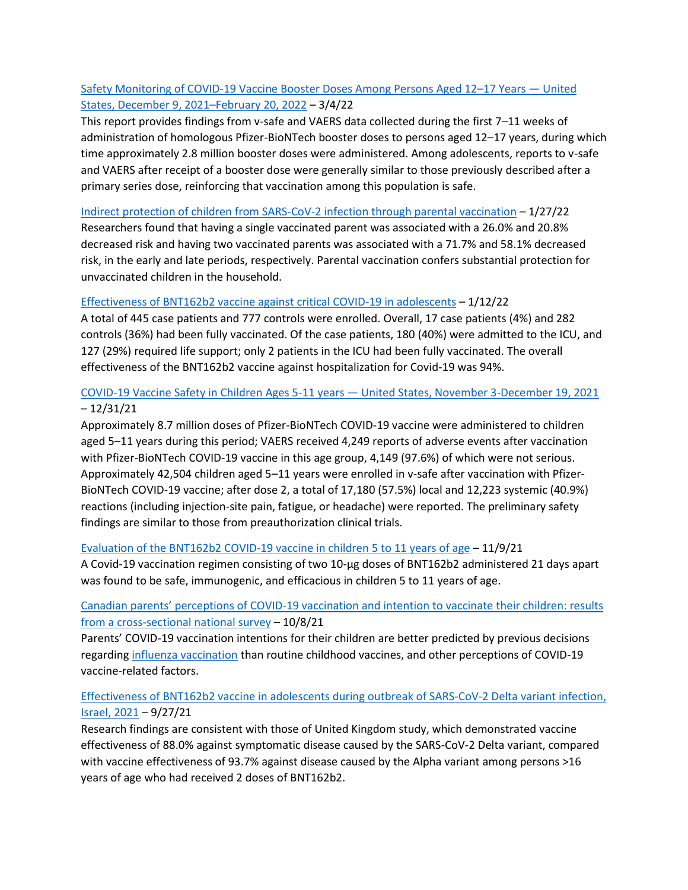[Safety Monitoring of COVID-19 Vaccine Booster Doses Among Persons Aged 12–17 Years — United States, December 9, 2021–February 20, 2022] – 3/4/22

This report provides findings from v-safe and VAERS data collected during the first 7–11 weeks of administration of homologous Pfizer-BioNTech booster doses to persons aged 12–17 years, during which time approximately 2.8 million booster doses were administered. Among adolescents, reports to v-safe and VAERS after receipt of a booster dose were generally similar to those previously described after a primary series dose, reinforcing that vaccination among this population is safe.

[Indirect protection of children from SARS-CoV-2 infection through parental vaccination] – 1/27/22

Researchers found that having a single vaccinated parent was associated with a 26.0% and 20.8% decreased risk and having two vaccinated parents was associated with a 71.7% and 58.1% decreased risk, in the early and late periods, respectively. Parental vaccination confers substantial protection for unvaccinated children in the household.

[Effectiveness of BNT162b2 vaccine against critical COVID-19 in adolescents] – 1/12/22

A total of 445 case patients and 777 controls were enrolled. Overall, 17 case patients (4%) and 282 controls (36%) had been fully vaccinated. Of the case patients, 180 (40%) were admitted to the ICU, and 127 (29%) required life support; only 2 patients in the ICU had been fully vaccinated. The overall effectiveness of the BNT162b2 vaccine against hospitalization for Covid-19 was 94%.

[COVID-19 Vaccine Safety in Children Ages 5-11 years — United States, November 3-December 19, 2021] – 12/31/21

Approximately 8.7 million doses of Pfizer-BioNTech COVID-19 vaccine were administered to children aged 5–11 years during this period; VAERS received 4,249 reports of adverse events after vaccination with Pfizer-BioNTech COVID-19 vaccine in this age group, 4,149 (97.6%) of which were not serious. Approximately 42,504 children aged 5–11 years were enrolled in v-safe after vaccination with Pfizer-BioNTech COVID-19 vaccine; after dose 2, a total of 17,180 (57.5%) local and 12,223 systemic (40.9%) reactions (including injection-site pain, fatigue, or headache) were reported. The preliminary safety findings are similar to those from preauthorization clinical trials.

[Evaluation of the BNT162b2 COVID-19 vaccine in children 5 to 11 years of age] – 11/9/21

A Covid-19 vaccination regimen consisting of two 10-µg doses of BNT162b2 administered 21 days apart was found to be safe, immunogenic, and efficacious in children 5 to 11 years of age.

[Canadian parents' perceptions of COVID-19 vaccination and intention to vaccinate their children: results from a cross-sectional national survey] – 10/8/21

Parents' COVID-19 vaccination intentions for their children are better predicted by previous decisions regarding [influenza vaccination] than routine childhood vaccines, and other perceptions of COVID-19 vaccine-related factors.

[Effectiveness of BNT162b2 vaccine in adolescents during outbreak of SARS-CoV-2 Delta variant infection, Israel, 2021] – 9/27/21

Research findings are consistent with those of United Kingdom study, which demonstrated vaccine effectiveness of 88.0% against symptomatic disease caused by the SARS-CoV-2 Delta variant, compared with vaccine effectiveness of 93.7% against disease caused by the Alpha variant among persons >16 years of age who had received 2 doses of BNT162b2.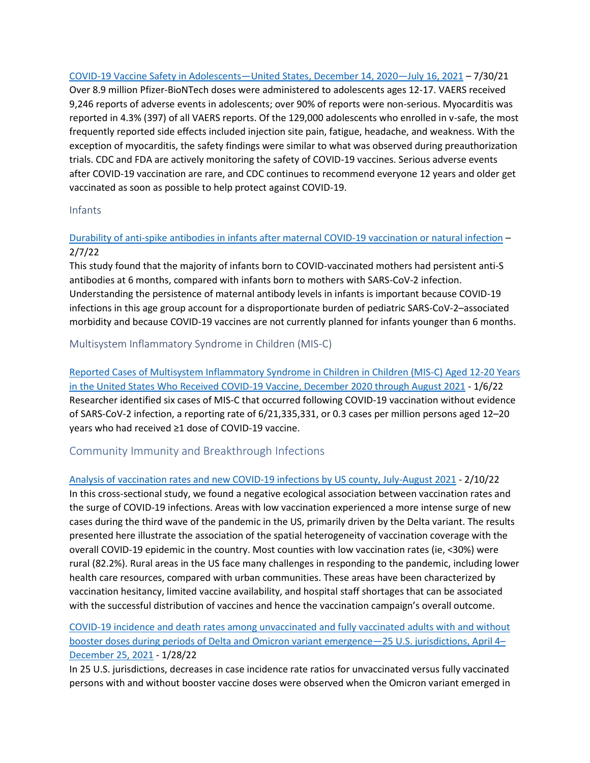[COVID-19 Vaccine Safety in Adolescents—United States, December 14, 2020—July 16, 2021]() – 7/30/21
Over 8.9 million Pfizer-BioNTech doses were administered to adolescents ages 12-17. VAERS received 9,246 reports of adverse events in adolescents; over 90% of reports were non-serious. Myocarditis was reported in 4.3% (397) of all VAERS reports. Of the 129,000 adolescents who enrolled in v-safe, the most frequently reported side effects included injection site pain, fatigue, headache, and weakness. With the exception of myocarditis, the safety findings were similar to what was observed during preauthorization trials. CDC and FDA are actively monitoring the safety of COVID-19 vaccines. Serious adverse events after COVID-19 vaccination are rare, and CDC continues to recommend everyone 12 years and older get vaccinated as soon as possible to help protect against COVID-19.

## Infants

[Durability of anti-spike antibodies in infants after maternal COVID-19 vaccination or natural infection]() – 2/7/22
This study found that the majority of infants born to COVID-vaccinated mothers had persistent anti-S antibodies at 6 months, compared with infants born to mothers with SARS-CoV-2 infection. Understanding the persistence of maternal antibody levels in infants is important because COVID-19 infections in this age group account for a disproportionate burden of pediatric SARS-CoV-2–associated morbidity and because COVID-19 vaccines are not currently planned for infants younger than 6 months.

## Multisystem Inflammatory Syndrome in Children (MIS-C)

[Reported Cases of Multisystem Inflammatory Syndrome in Children in Children (MIS-C) Aged 12-20 Years in the United States Who Received COVID-19 Vaccine, December 2020 through August 2021]() - 1/6/22
Researcher identified six cases of MIS-C that occurred following COVID-19 vaccination without evidence of SARS-CoV-2 infection, a reporting rate of 6/21,335,331, or 0.3 cases per million persons aged 12–20 years who had received ≥1 dose of COVID-19 vaccine.

## Community Immunity and Breakthrough Infections

[Analysis of vaccination rates and new COVID-19 infections by US county, July-August 2021]() - 2/10/22
In this cross-sectional study, we found a negative ecological association between vaccination rates and the surge of COVID-19 infections. Areas with low vaccination experienced a more intense surge of new cases during the third wave of the pandemic in the US, primarily driven by the Delta variant. The results presented here illustrate the association of the spatial heterogeneity of vaccination coverage with the overall COVID-19 epidemic in the country. Most counties with low vaccination rates (ie, <30%) were rural (82.2%). Rural areas in the US face many challenges in responding to the pandemic, including lower health care resources, compared with urban communities. These areas have been characterized by vaccination hesitancy, limited vaccine availability, and hospital staff shortages that can be associated with the successful distribution of vaccines and hence the vaccination campaign's overall outcome.

[COVID-19 incidence and death rates among unvaccinated and fully vaccinated adults with and without booster doses during periods of Delta and Omicron variant emergence—25 U.S. jurisdictions, April 4–December 25, 2021]() - 1/28/22
In 25 U.S. jurisdictions, decreases in case incidence rate ratios for unvaccinated versus fully vaccinated persons with and without booster vaccine doses were observed when the Omicron variant emerged in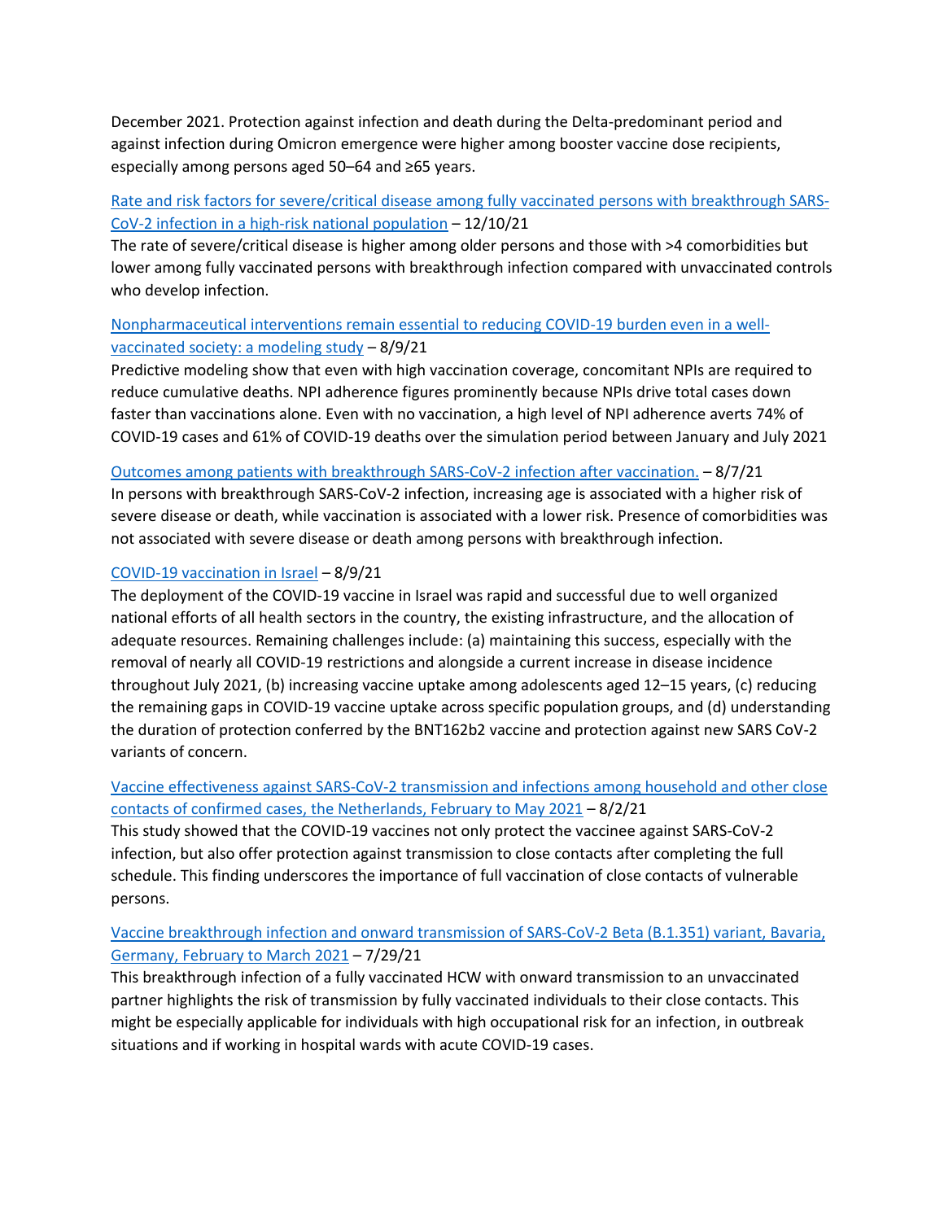December 2021. Protection against infection and death during the Delta-predominant period and against infection during Omicron emergence were higher among booster vaccine dose recipients, especially among persons aged 50–64 and ≥65 years.

Rate and risk factors for severe/critical disease among fully vaccinated persons with breakthrough SARS-CoV-2 infection in a high-risk national population – 12/10/21

The rate of severe/critical disease is higher among older persons and those with >4 comorbidities but lower among fully vaccinated persons with breakthrough infection compared with unvaccinated controls who develop infection.

Nonpharmaceutical interventions remain essential to reducing COVID-19 burden even in a well-vaccinated society: a modeling study – 8/9/21

Predictive modeling show that even with high vaccination coverage, concomitant NPIs are required to reduce cumulative deaths. NPI adherence figures prominently because NPIs drive total cases down faster than vaccinations alone. Even with no vaccination, a high level of NPI adherence averts 74% of COVID-19 cases and 61% of COVID-19 deaths over the simulation period between January and July 2021

Outcomes among patients with breakthrough SARS-CoV-2 infection after vaccination. – 8/7/21

In persons with breakthrough SARS-CoV-2 infection, increasing age is associated with a higher risk of severe disease or death, while vaccination is associated with a lower risk. Presence of comorbidities was not associated with severe disease or death among persons with breakthrough infection.

COVID-19 vaccination in Israel – 8/9/21

The deployment of the COVID-19 vaccine in Israel was rapid and successful due to well organized national efforts of all health sectors in the country, the existing infrastructure, and the allocation of adequate resources. Remaining challenges include: (a) maintaining this success, especially with the removal of nearly all COVID-19 restrictions and alongside a current increase in disease incidence throughout July 2021, (b) increasing vaccine uptake among adolescents aged 12–15 years, (c) reducing the remaining gaps in COVID-19 vaccine uptake across specific population groups, and (d) understanding the duration of protection conferred by the BNT162b2 vaccine and protection against new SARS CoV-2 variants of concern.

Vaccine effectiveness against SARS-CoV-2 transmission and infections among household and other close contacts of confirmed cases, the Netherlands, February to May 2021 – 8/2/21

This study showed that the COVID-19 vaccines not only protect the vaccinee against SARS-CoV-2 infection, but also offer protection against transmission to close contacts after completing the full schedule. This finding underscores the importance of full vaccination of close contacts of vulnerable persons.

Vaccine breakthrough infection and onward transmission of SARS-CoV-2 Beta (B.1.351) variant, Bavaria, Germany, February to March 2021 – 7/29/21

This breakthrough infection of a fully vaccinated HCW with onward transmission to an unvaccinated partner highlights the risk of transmission by fully vaccinated individuals to their close contacts. This might be especially applicable for individuals with high occupational risk for an infection, in outbreak situations and if working in hospital wards with acute COVID-19 cases.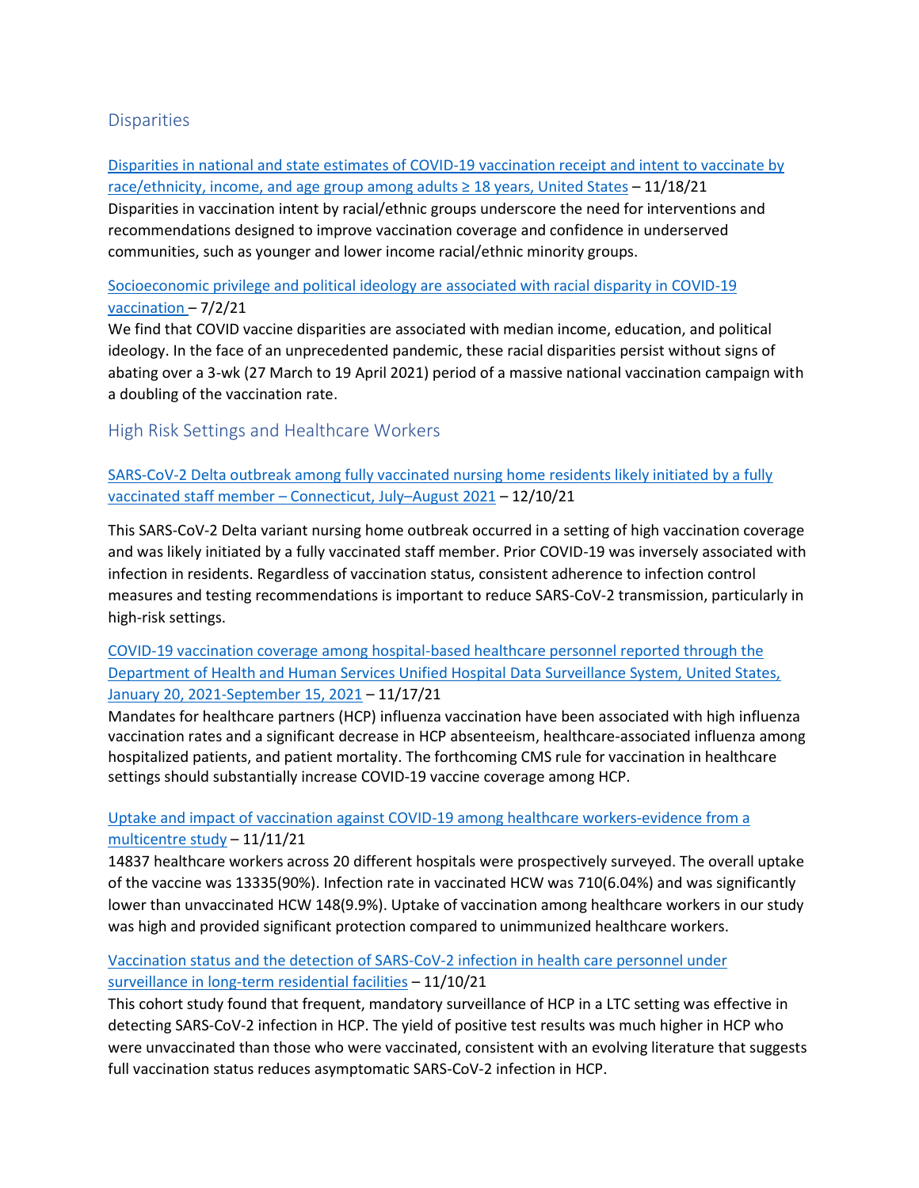## Disparities

[Disparities in national and state estimates of COVID-19 vaccination receipt and intent to vaccinate by race/ethnicity, income, and age group among adults ≥ 18 years, United States]() – 11/18/21
Disparities in vaccination intent by racial/ethnic groups underscore the need for interventions and recommendations designed to improve vaccination coverage and confidence in underserved communities, such as younger and lower income racial/ethnic minority groups.

[Socioeconomic privilege and political ideology are associated with racial disparity in COVID-19 vaccination]() – 7/2/21
We find that COVID vaccine disparities are associated with median income, education, and political ideology. In the face of an unprecedented pandemic, these racial disparities persist without signs of abating over a 3-wk (27 March to 19 April 2021) period of a massive national vaccination campaign with a doubling of the vaccination rate.

## High Risk Settings and Healthcare Workers

[SARS-CoV-2 Delta outbreak among fully vaccinated nursing home residents likely initiated by a fully vaccinated staff member – Connecticut, July–August 2021]() – 12/10/21

This SARS-CoV-2 Delta variant nursing home outbreak occurred in a setting of high vaccination coverage and was likely initiated by a fully vaccinated staff member. Prior COVID-19 was inversely associated with infection in residents. Regardless of vaccination status, consistent adherence to infection control measures and testing recommendations is important to reduce SARS-CoV-2 transmission, particularly in high-risk settings.

[COVID-19 vaccination coverage among hospital-based healthcare personnel reported through the Department of Health and Human Services Unified Hospital Data Surveillance System, United States, January 20, 2021-September 15, 2021]() – 11/17/21
Mandates for healthcare partners (HCP) influenza vaccination have been associated with high influenza vaccination rates and a significant decrease in HCP absenteeism, healthcare-associated influenza among hospitalized patients, and patient mortality. The forthcoming CMS rule for vaccination in healthcare settings should substantially increase COVID-19 vaccine coverage among HCP.

[Uptake and impact of vaccination against COVID-19 among healthcare workers-evidence from a multicentre study]() – 11/11/21
14837 healthcare workers across 20 different hospitals were prospectively surveyed. The overall uptake of the vaccine was 13335(90%). Infection rate in vaccinated HCW was 710(6.04%) and was significantly lower than unvaccinated HCW 148(9.9%). Uptake of vaccination among healthcare workers in our study was high and provided significant protection compared to unimmunized healthcare workers.

[Vaccination status and the detection of SARS-CoV-2 infection in health care personnel under surveillance in long-term residential facilities]() – 11/10/21
This cohort study found that frequent, mandatory surveillance of HCP in a LTC setting was effective in detecting SARS-CoV-2 infection in HCP. The yield of positive test results was much higher in HCP who were unvaccinated than those who were vaccinated, consistent with an evolving literature that suggests full vaccination status reduces asymptomatic SARS-CoV-2 infection in HCP.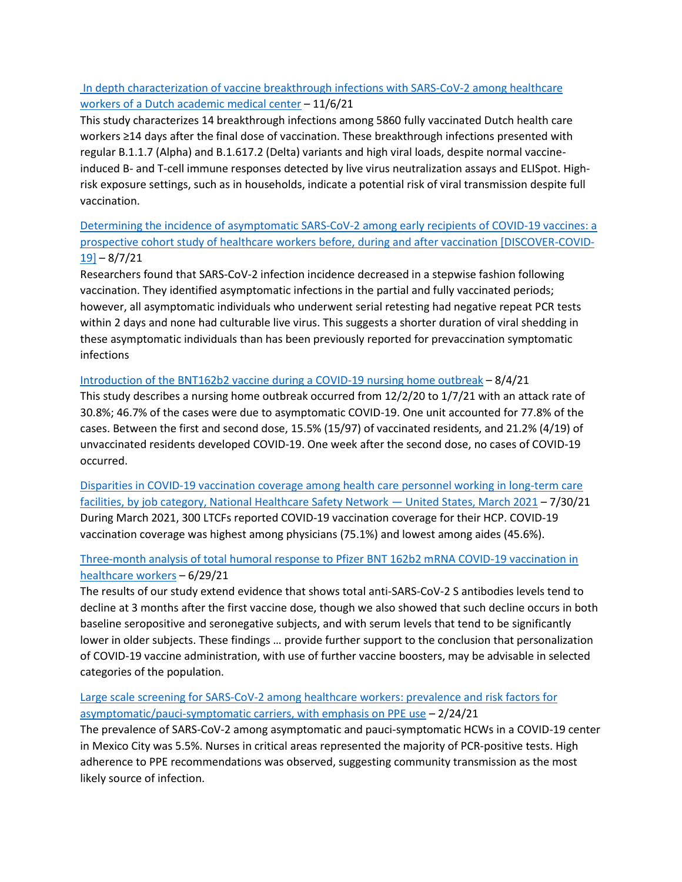[In depth characterization of vaccine breakthrough infections with SARS-CoV-2 among healthcare workers of a Dutch academic medical center] – 11/6/21

This study characterizes 14 breakthrough infections among 5860 fully vaccinated Dutch health care workers ≥14 days after the final dose of vaccination. These breakthrough infections presented with regular B.1.1.7 (Alpha) and B.1.617.2 (Delta) variants and high viral loads, despite normal vaccine-induced B- and T-cell immune responses detected by live virus neutralization assays and ELISpot. High-risk exposure settings, such as in households, indicate a potential risk of viral transmission despite full vaccination.

[Determining the incidence of asymptomatic SARS-CoV-2 among early recipients of COVID-19 vaccines: a prospective cohort study of healthcare workers before, during and after vaccination [DISCOVER-COVID-19]] – 8/7/21

Researchers found that SARS-CoV-2 infection incidence decreased in a stepwise fashion following vaccination. They identified asymptomatic infections in the partial and fully vaccinated periods; however, all asymptomatic individuals who underwent serial retesting had negative repeat PCR tests within 2 days and none had culturable live virus. This suggests a shorter duration of viral shedding in these asymptomatic individuals than has been previously reported for prevaccination symptomatic infections

[Introduction of the BNT162b2 vaccine during a COVID-19 nursing home outbreak] – 8/4/21

This study describes a nursing home outbreak occurred from 12/2/20 to 1/7/21 with an attack rate of 30.8%; 46.7% of the cases were due to asymptomatic COVID-19. One unit accounted for 77.8% of the cases. Between the first and second dose, 15.5% (15/97) of vaccinated residents, and 21.2% (4/19) of unvaccinated residents developed COVID-19. One week after the second dose, no cases of COVID-19 occurred.

[Disparities in COVID-19 vaccination coverage among health care personnel working in long-term care facilities, by job category, National Healthcare Safety Network — United States, March 2021] – 7/30/21

During March 2021, 300 LTCFs reported COVID-19 vaccination coverage for their HCP. COVID-19 vaccination coverage was highest among physicians (75.1%) and lowest among aides (45.6%).

[Three-month analysis of total humoral response to Pfizer BNT 162b2 mRNA COVID-19 vaccination in healthcare workers] – 6/29/21

The results of our study extend evidence that shows total anti-SARS-CoV-2 S antibodies levels tend to decline at 3 months after the first vaccine dose, though we also showed that such decline occurs in both baseline seropositive and seronegative subjects, and with serum levels that tend to be significantly lower in older subjects. These findings … provide further support to the conclusion that personalization of COVID-19 vaccine administration, with use of further vaccine boosters, may be advisable in selected categories of the population.

[Large scale screening for SARS-CoV-2 among healthcare workers: prevalence and risk factors for asymptomatic/pauci-symptomatic carriers, with emphasis on PPE use] – 2/24/21

The prevalence of SARS-CoV-2 among asymptomatic and pauci-symptomatic HCWs in a COVID-19 center in Mexico City was 5.5%. Nurses in critical areas represented the majority of PCR-positive tests. High adherence to PPE recommendations was observed, suggesting community transmission as the most likely source of infection.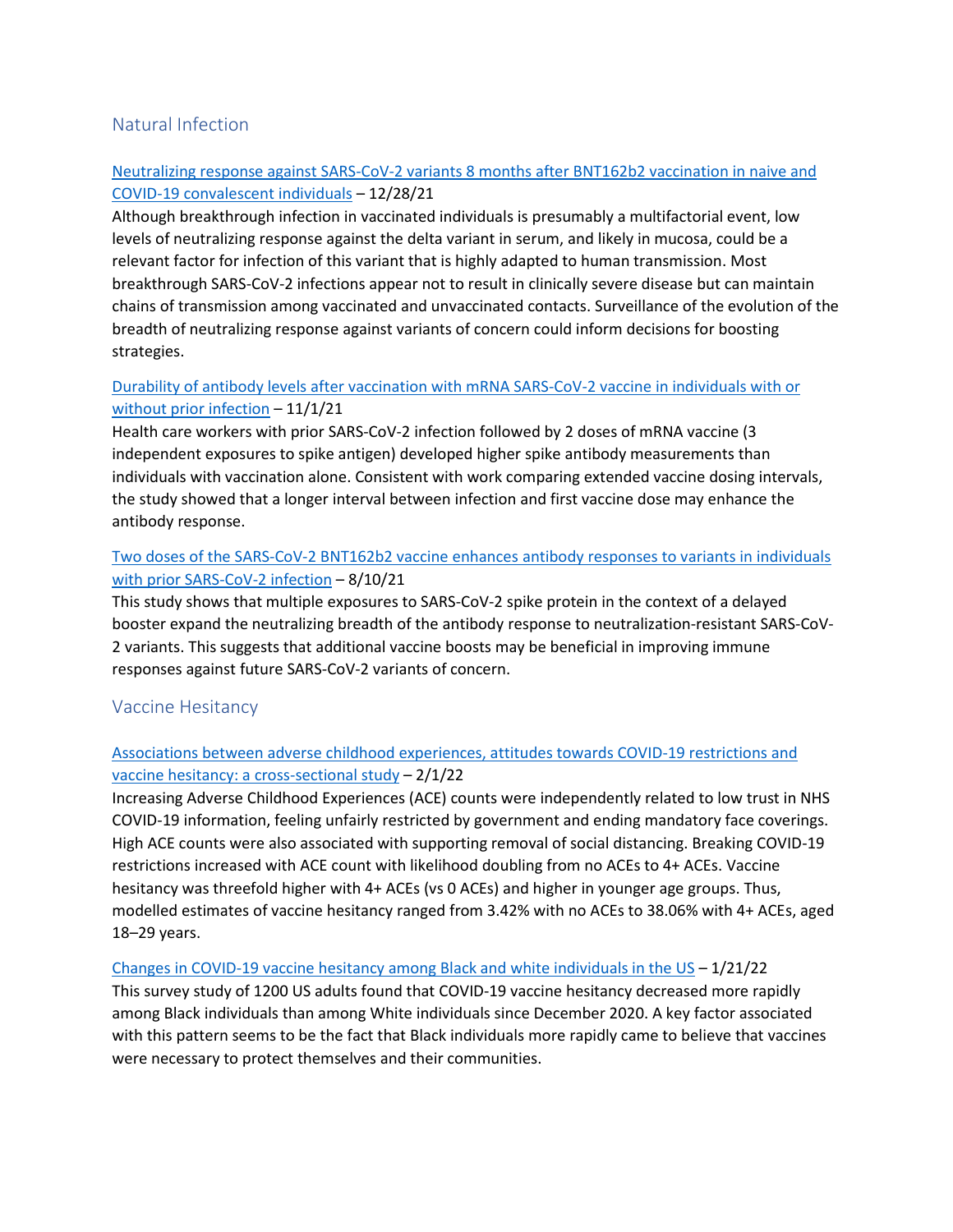## Natural Infection

[Neutralizing response against SARS-CoV-2 variants 8 months after BNT162b2 vaccination in naive and COVID-19 convalescent individuals]() – 12/28/21
Although breakthrough infection in vaccinated individuals is presumably a multifactorial event, low levels of neutralizing response against the delta variant in serum, and likely in mucosa, could be a relevant factor for infection of this variant that is highly adapted to human transmission. Most breakthrough SARS-CoV-2 infections appear not to result in clinically severe disease but can maintain chains of transmission among vaccinated and unvaccinated contacts. Surveillance of the evolution of the breadth of neutralizing response against variants of concern could inform decisions for boosting strategies.

[Durability of antibody levels after vaccination with mRNA SARS-CoV-2 vaccine in individuals with or without prior infection]() – 11/1/21
Health care workers with prior SARS-CoV-2 infection followed by 2 doses of mRNA vaccine (3 independent exposures to spike antigen) developed higher spike antibody measurements than individuals with vaccination alone. Consistent with work comparing extended vaccine dosing intervals, the study showed that a longer interval between infection and first vaccine dose may enhance the antibody response.

[Two doses of the SARS-CoV-2 BNT162b2 vaccine enhances antibody responses to variants in individuals with prior SARS-CoV-2 infection]() – 8/10/21
This study shows that multiple exposures to SARS-CoV-2 spike protein in the context of a delayed booster expand the neutralizing breadth of the antibody response to neutralization-resistant SARS-CoV-2 variants. This suggests that additional vaccine boosts may be beneficial in improving immune responses against future SARS-CoV-2 variants of concern.

## Vaccine Hesitancy

[Associations between adverse childhood experiences, attitudes towards COVID-19 restrictions and vaccine hesitancy: a cross-sectional study]() – 2/1/22
Increasing Adverse Childhood Experiences (ACE) counts were independently related to low trust in NHS COVID-19 information, feeling unfairly restricted by government and ending mandatory face coverings. High ACE counts were also associated with supporting removal of social distancing. Breaking COVID-19 restrictions increased with ACE count with likelihood doubling from no ACEs to 4+ ACEs. Vaccine hesitancy was threefold higher with 4+ ACEs (vs 0 ACEs) and higher in younger age groups. Thus, modelled estimates of vaccine hesitancy ranged from 3.42% with no ACEs to 38.06% with 4+ ACEs, aged 18–29 years.

[Changes in COVID-19 vaccine hesitancy among Black and white individuals in the US]() – 1/21/22
This survey study of 1200 US adults found that COVID-19 vaccine hesitancy decreased more rapidly among Black individuals than among White individuals since December 2020. A key factor associated with this pattern seems to be the fact that Black individuals more rapidly came to believe that vaccines were necessary to protect themselves and their communities.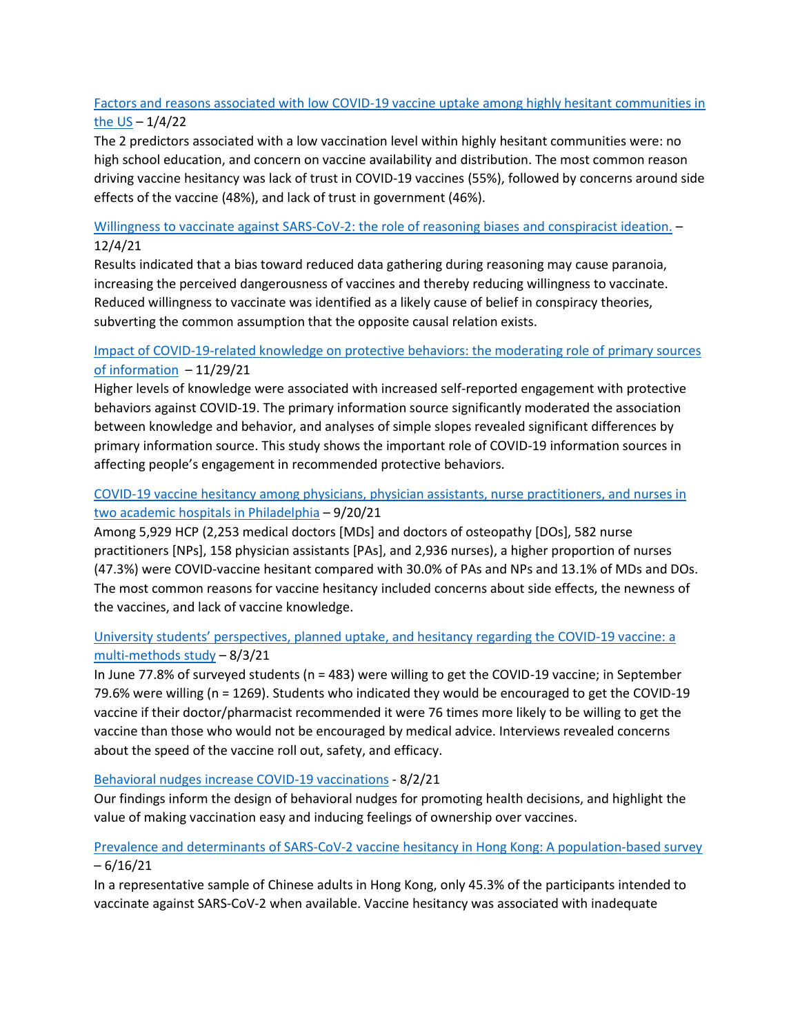[Factors and reasons associated with low COVID-19 vaccine uptake among highly hesitant communities in the US](#) – 1/4/22

The 2 predictors associated with a low vaccination level within highly hesitant communities were: no high school education, and concern on vaccine availability and distribution. The most common reason driving vaccine hesitancy was lack of trust in COVID-19 vaccines (55%), followed by concerns around side effects of the vaccine (48%), and lack of trust in government (46%).

[Willingness to vaccinate against SARS-CoV-2: the role of reasoning biases and conspiracist ideation.](#) – 12/4/21

Results indicated that a bias toward reduced data gathering during reasoning may cause paranoia, increasing the perceived dangerousness of vaccines and thereby reducing willingness to vaccinate. Reduced willingness to vaccinate was identified as a likely cause of belief in conspiracy theories, subverting the common assumption that the opposite causal relation exists.

[Impact of COVID-19-related knowledge on protective behaviors: the moderating role of primary sources of information](#) – 11/29/21

Higher levels of knowledge were associated with increased self-reported engagement with protective behaviors against COVID-19. The primary information source significantly moderated the association between knowledge and behavior, and analyses of simple slopes revealed significant differences by primary information source. This study shows the important role of COVID-19 information sources in affecting people's engagement in recommended protective behaviors.

[COVID-19 vaccine hesitancy among physicians, physician assistants, nurse practitioners, and nurses in two academic hospitals in Philadelphia](#) – 9/20/21

Among 5,929 HCP (2,253 medical doctors [MDs] and doctors of osteopathy [DOs], 582 nurse practitioners [NPs], 158 physician assistants [PAs], and 2,936 nurses), a higher proportion of nurses (47.3%) were COVID-vaccine hesitant compared with 30.0% of PAs and NPs and 13.1% of MDs and DOs. The most common reasons for vaccine hesitancy included concerns about side effects, the newness of the vaccines, and lack of vaccine knowledge.

[University students' perspectives, planned uptake, and hesitancy regarding the COVID-19 vaccine: a multi-methods study](#) – 8/3/21

In June 77.8% of surveyed students (n = 483) were willing to get the COVID-19 vaccine; in September 79.6% were willing (n = 1269). Students who indicated they would be encouraged to get the COVID-19 vaccine if their doctor/pharmacist recommended it were 76 times more likely to be willing to get the vaccine than those who would not be encouraged by medical advice. Interviews revealed concerns about the speed of the vaccine roll out, safety, and efficacy.

[Behavioral nudges increase COVID-19 vaccinations](#) - 8/2/21

Our findings inform the design of behavioral nudges for promoting health decisions, and highlight the value of making vaccination easy and inducing feelings of ownership over vaccines.

[Prevalence and determinants of SARS-CoV-2 vaccine hesitancy in Hong Kong: A population-based survey](#) – 6/16/21

In a representative sample of Chinese adults in Hong Kong, only 45.3% of the participants intended to vaccinate against SARS-CoV-2 when available. Vaccine hesitancy was associated with inadequate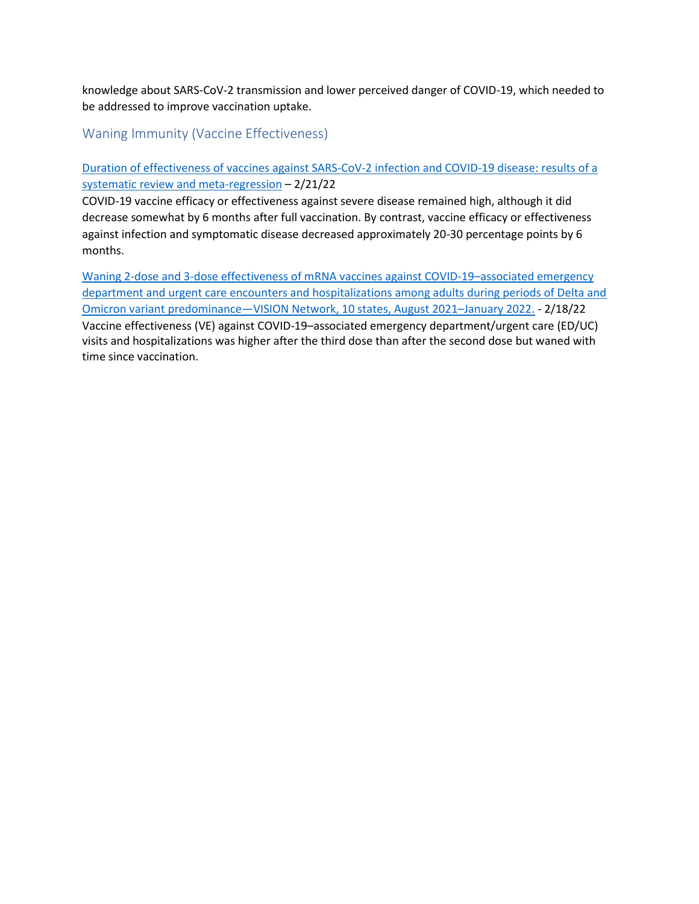knowledge about SARS-CoV-2 transmission and lower perceived danger of COVID-19, which needed to be addressed to improve vaccination uptake.

## Waning Immunity (Vaccine Effectiveness)

Duration of effectiveness of vaccines against SARS-CoV-2 infection and COVID-19 disease: results of a systematic review and meta-regression – 2/21/22
COVID-19 vaccine efficacy or effectiveness against severe disease remained high, although it did decrease somewhat by 6 months after full vaccination. By contrast, vaccine efficacy or effectiveness against infection and symptomatic disease decreased approximately 20-30 percentage points by 6 months.

Waning 2-dose and 3-dose effectiveness of mRNA vaccines against COVID-19–associated emergency department and urgent care encounters and hospitalizations among adults during periods of Delta and Omicron variant predominance—VISION Network, 10 states, August 2021–January 2022. - 2/18/22
Vaccine effectiveness (VE) against COVID-19–associated emergency department/urgent care (ED/UC) visits and hospitalizations was higher after the third dose than after the second dose but waned with time since vaccination.